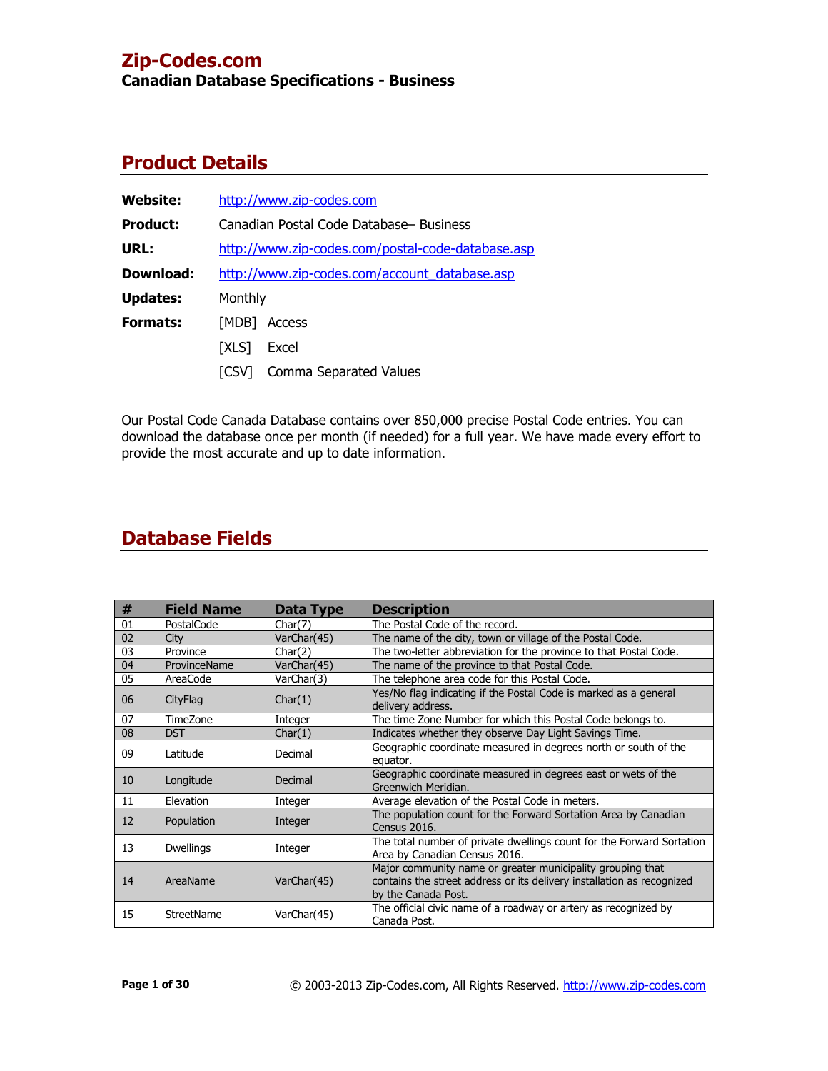# Zip-Codes.com

**Canadian Database Specifications - Business**

## Product Details

**Website:** http://www.zip-codes.com

**Product:** Canadian Postal Code Database– Business

**URL:** http://www.zip-codes.com/postal-code-database.asp

**Download:** http://www.zip-codes.com/account_database.asp

**Updates:** Monthly

**Formats:**
[MDB] Access
[XLS] Excel
[CSV] Comma Separated Values

Our Postal Code Canada Database contains over 850,000 precise Postal Code entries. You can download the database once per month (if needed) for a full year. We have made every effort to provide the most accurate and up to date information.

## Database Fields

| # | Field Name | Data Type | Description |
|---|---|---|---|
| 01 | PostalCode | Char(7) | The Postal Code of the record. |
| 02 | City | VarChar(45) | The name of the city, town or village of the Postal Code. |
| 03 | Province | Char(2) | The two-letter abbreviation for the province to that Postal Code. |
| 04 | ProvinceName | VarChar(45) | The name of the province to that Postal Code. |
| 05 | AreaCode | VarChar(3) | The telephone area code for this Postal Code. |
| 06 | CityFlag | Char(1) | Yes/No flag indicating if the Postal Code is marked as a general delivery address. |
| 07 | TimeZone | Integer | The time Zone Number for which this Postal Code belongs to. |
| 08 | DST | Char(1) | Indicates whether they observe Day Light Savings Time. |
| 09 | Latitude | Decimal | Geographic coordinate measured in degrees north or south of the equator. |
| 10 | Longitude | Decimal | Geographic coordinate measured in degrees east or wets of the Greenwich Meridian. |
| 11 | Elevation | Integer | Average elevation of the Postal Code in meters. |
| 12 | Population | Integer | The population count for the Forward Sortation Area by Canadian Census 2016. |
| 13 | Dwellings | Integer | The total number of private dwellings count for the Forward Sortation Area by Canadian Census 2016. |
| 14 | AreaName | VarChar(45) | Major community name or greater municipality grouping that contains the street address or its delivery installation as recognized by the Canada Post. |
| 15 | StreetName | VarChar(45) | The official civic name of a roadway or artery as recognized by Canada Post. |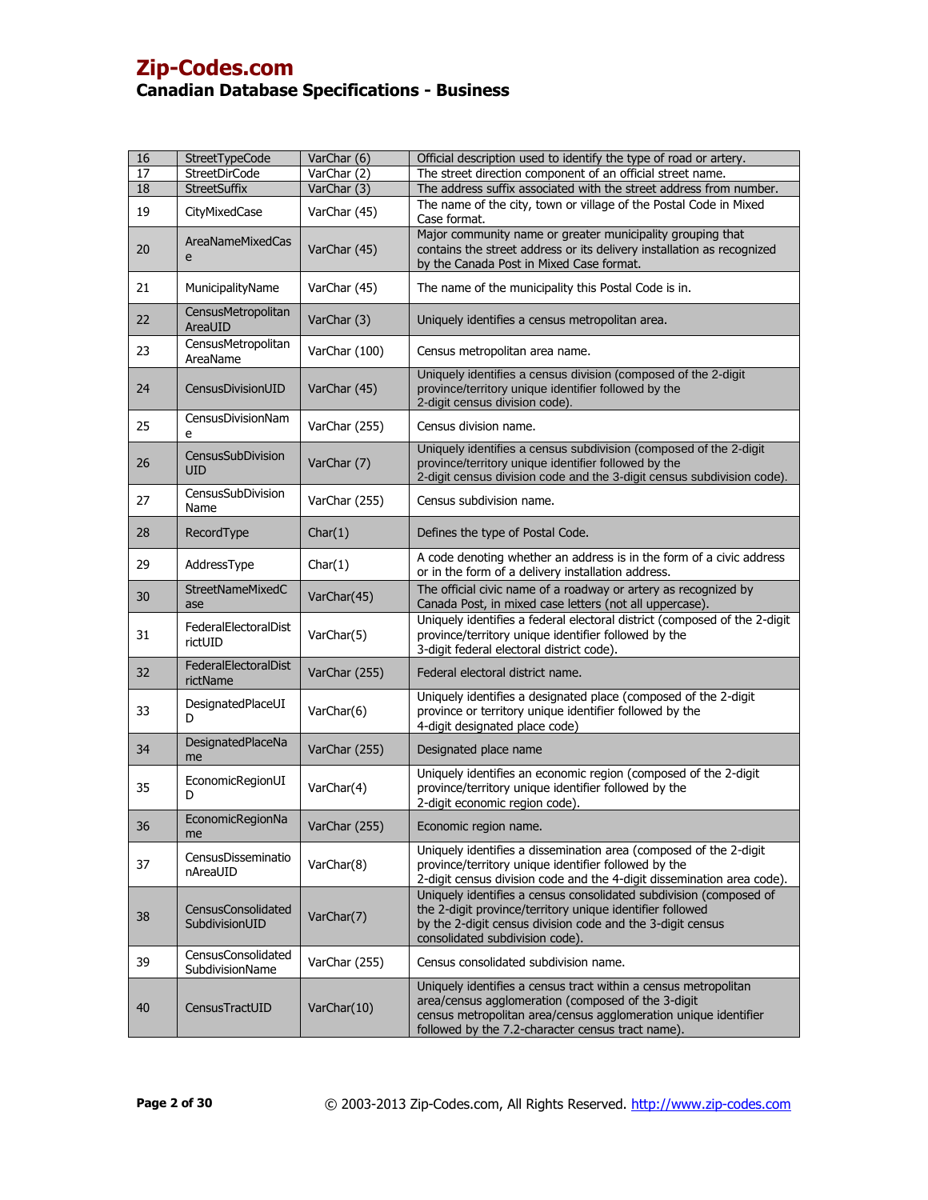| 16 | StreetTypeCode | VarChar (6) | Official description used to identify the type of road or artery. |
|---|---|---|---|
| 17 | StreetDirCode | VarChar (2) | The street direction component of an official street name. |
| 18 | StreetSuffix | VarChar (3) | The address suffix associated with the street address from number. |
| 19 | CityMixedCase | VarChar (45) | The name of the city, town or village of the Postal Code in Mixed Case format. |
| 20 | AreaNameMixedCase | VarChar (45) | Major community name or greater municipality grouping that contains the street address or its delivery installation as recognized by the Canada Post in Mixed Case format. |
| 21 | MunicipalityName | VarChar (45) | The name of the municipality this Postal Code is in. |
| 22 | CensusMetropolitanAreaUID | VarChar (3) | Uniquely identifies a census metropolitan area. |
| 23 | CensusMetropolitanAreaName | VarChar (100) | Census metropolitan area name. |
| 24 | CensusDivisionUID | VarChar (45) | Uniquely identifies a census division (composed of the 2-digit province/territory unique identifier followed by the 2-digit census division code). |
| 25 | CensusDivisionName | VarChar (255) | Census division name. |
| 26 | CensusSubDivisionUID | VarChar (7) | Uniquely identifies a census subdivision (composed of the 2-digit province/territory unique identifier followed by the 2-digit census division code and the 3-digit census subdivision code). |
| 27 | CensusSubDivisionName | VarChar (255) | Census subdivision name. |
| 28 | RecordType | Char(1) | Defines the type of Postal Code. |
| 29 | AddressType | Char(1) | A code denoting whether an address is in the form of a civic address or in the form of a delivery installation address. |
| 30 | StreetNameMixedCase | VarChar(45) | The official civic name of a roadway or artery as recognized by Canada Post, in mixed case letters (not all uppercase). |
| 31 | FederalElectoralDistrictUID | VarChar(5) | Uniquely identifies a federal electoral district (composed of the 2-digit province/territory unique identifier followed by the 3-digit federal electoral district code). |
| 32 | FederalElectoralDistrictName | VarChar (255) | Federal electoral district name. |
| 33 | DesignatedPlaceUID | VarChar(6) | Uniquely identifies a designated place (composed of the 2-digit province or territory unique identifier followed by the 4-digit designated place code) |
| 34 | DesignatedPlaceName | VarChar (255) | Designated place name |
| 35 | EconomicRegionUID | VarChar(4) | Uniquely identifies an economic region (composed of the 2-digit province/territory unique identifier followed by the 2-digit economic region code). |
| 36 | EconomicRegionName | VarChar (255) | Economic region name. |
| 37 | CensusDisseminationAreaUID | VarChar(8) | Uniquely identifies a dissemination area (composed of the 2-digit province/territory unique identifier followed by the 2-digit census division code and the 4-digit dissemination area code). |
| 38 | CensusConsolidatedSubdivisionUID | VarChar(7) | Uniquely identifies a census consolidated subdivision (composed of the 2-digit province/territory unique identifier followed by the 2-digit census division code and the 3-digit census consolidated subdivision code). |
| 39 | CensusConsolidatedSubdivisionName | VarChar (255) | Census consolidated subdivision name. |
| 40 | CensusTractUID | VarChar(10) | Uniquely identifies a census tract within a census metropolitan area/census agglomeration (composed of the 3-digit census metropolitan area/census agglomeration unique identifier followed by the 7.2-character census tract name). |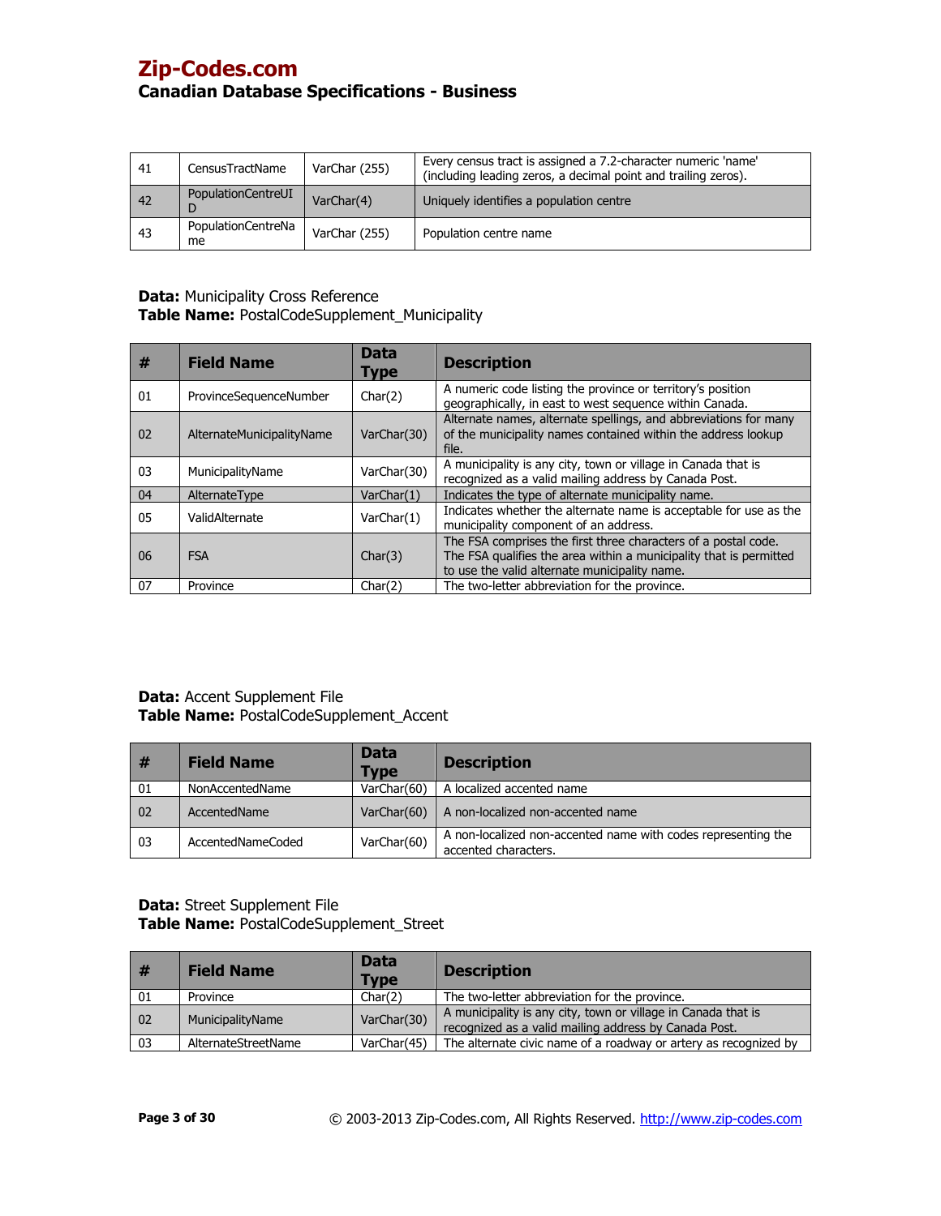| 41 | CensusTractName | VarChar (255) | Every census tract is assigned a 7.2-character numeric 'name' (including leading zeros, a decimal point and trailing zeros). |
|---|---|---|---|
| 42 | PopulationCentreUID | VarChar(4) | Uniquely identifies a population centre |
| 43 | PopulationCentreName | VarChar (255) | Population centre name |

**Data:** Municipality Cross Reference
**Table Name:** PostalCodeSupplement_Municipality

| # | Field Name | Data Type | Description |
|---|---|---|---|
| 01 | ProvinceSequenceNumber | Char(2) | A numeric code listing the province or territory's position geographically, in east to west sequence within Canada. |
| 02 | AlternateMunicipalityName | VarChar(30) | Alternate names, alternate spellings, and abbreviations for many of the municipality names contained within the address lookup file. |
| 03 | MunicipalityName | VarChar(30) | A municipality is any city, town or village in Canada that is recognized as a valid mailing address by Canada Post. |
| 04 | AlternateType | VarChar(1) | Indicates the type of alternate municipality name. |
| 05 | ValidAlternate | VarChar(1) | Indicates whether the alternate name is acceptable for use as the municipality component of an address. |
| 06 | FSA | Char(3) | The FSA comprises the first three characters of a postal code. The FSA qualifies the area within a municipality that is permitted to use the valid alternate municipality name. |
| 07 | Province | Char(2) | The two-letter abbreviation for the province. |

**Data:** Accent Supplement File
**Table Name:** PostalCodeSupplement_Accent

| # | Field Name | Data Type | Description |
|---|---|---|---|
| 01 | NonAccentedName | VarChar(60) | A localized accented name |
| 02 | AccentedName | VarChar(60) | A non-localized non-accented name |
| 03 | AccentedNameCoded | VarChar(60) | A non-localized non-accented name with codes representing the accented characters. |

**Data:** Street Supplement File
**Table Name:** PostalCodeSupplement_Street

| # | Field Name | Data Type | Description |
|---|---|---|---|
| 01 | Province | Char(2) | The two-letter abbreviation for the province. |
| 02 | MunicipalityName | VarChar(30) | A municipality is any city, town or village in Canada that is recognized as a valid mailing address by Canada Post. |
| 03 | AlternateStreetName | VarChar(45) | The alternate civic name of a roadway or artery as recognized by |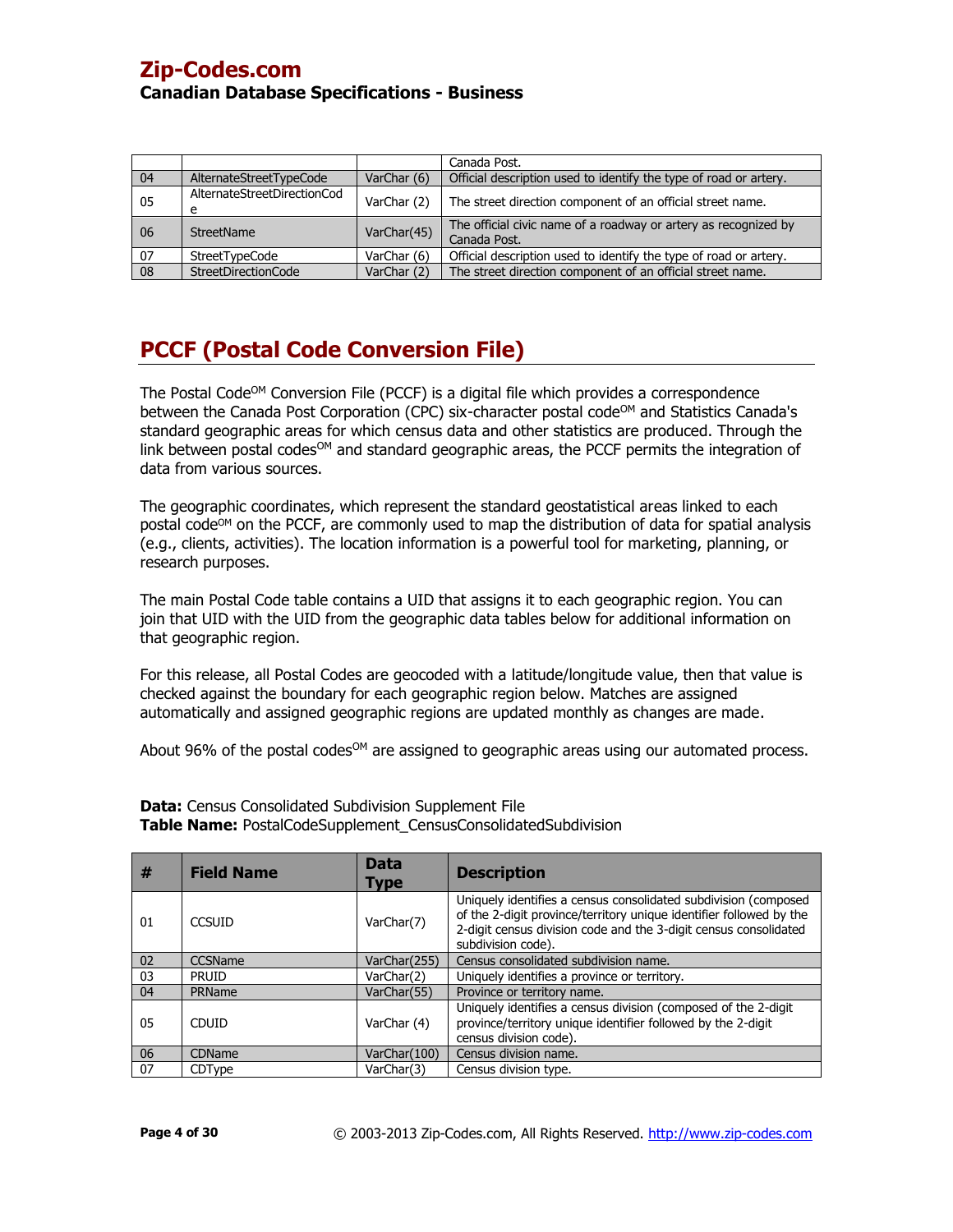| | | | Canada Post. |
|---|---|---|---|
| 04 | AlternateStreetTypeCode | VarChar (6) | Official description used to identify the type of road or artery. |
| 05 | AlternateStreetDirectionCode | VarChar (2) | The street direction component of an official street name. |
| 06 | StreetName | VarChar(45) | The official civic name of a roadway or artery as recognized by Canada Post. |
| 07 | StreetTypeCode | VarChar (6) | Official description used to identify the type of road or artery. |
| 08 | StreetDirectionCode | VarChar (2) | The street direction component of an official street name. |

## PCCF (Postal Code Conversion File)

The Postal Code[OM] Conversion File (PCCF) is a digital file which provides a correspondence between the Canada Post Corporation (CPC) six-character postal code[OM] and Statistics Canada's standard geographic areas for which census data and other statistics are produced. Through the link between postal codes[OM] and standard geographic areas, the PCCF permits the integration of data from various sources.

The geographic coordinates, which represent the standard geostatistical areas linked to each postal code[OM] on the PCCF, are commonly used to map the distribution of data for spatial analysis (e.g., clients, activities). The location information is a powerful tool for marketing, planning, or research purposes.

The main Postal Code table contains a UID that assigns it to each geographic region. You can join that UID with the UID from the geographic data tables below for additional information on that geographic region.

For this release, all Postal Codes are geocoded with a latitude/longitude value, then that value is checked against the boundary for each geographic region below. Matches are assigned automatically and assigned geographic regions are updated monthly as changes are made.

About 96% of the postal codes[OM] are assigned to geographic areas using our automated process.

**Data:** Census Consolidated Subdivision Supplement File
**Table Name:** PostalCodeSupplement_CensusConsolidatedSubdivision

| # | Field Name | Data Type | Description |
|---|---|---|---|
| 01 | CCSUID | VarChar(7) | Uniquely identifies a census consolidated subdivision (composed of the 2-digit province/territory unique identifier followed by the 2-digit census division code and the 3-digit census consolidated subdivision code). |
| 02 | CCSName | VarChar(255) | Census consolidated subdivision name. |
| 03 | PRUID | VarChar(2) | Uniquely identifies a province or territory. |
| 04 | PRName | VarChar(55) | Province or territory name. |
| 05 | CDUID | VarChar (4) | Uniquely identifies a census division (composed of the 2-digit province/territory unique identifier followed by the 2-digit census division code). |
| 06 | CDName | VarChar(100) | Census division name. |
| 07 | CDType | VarChar(3) | Census division type. |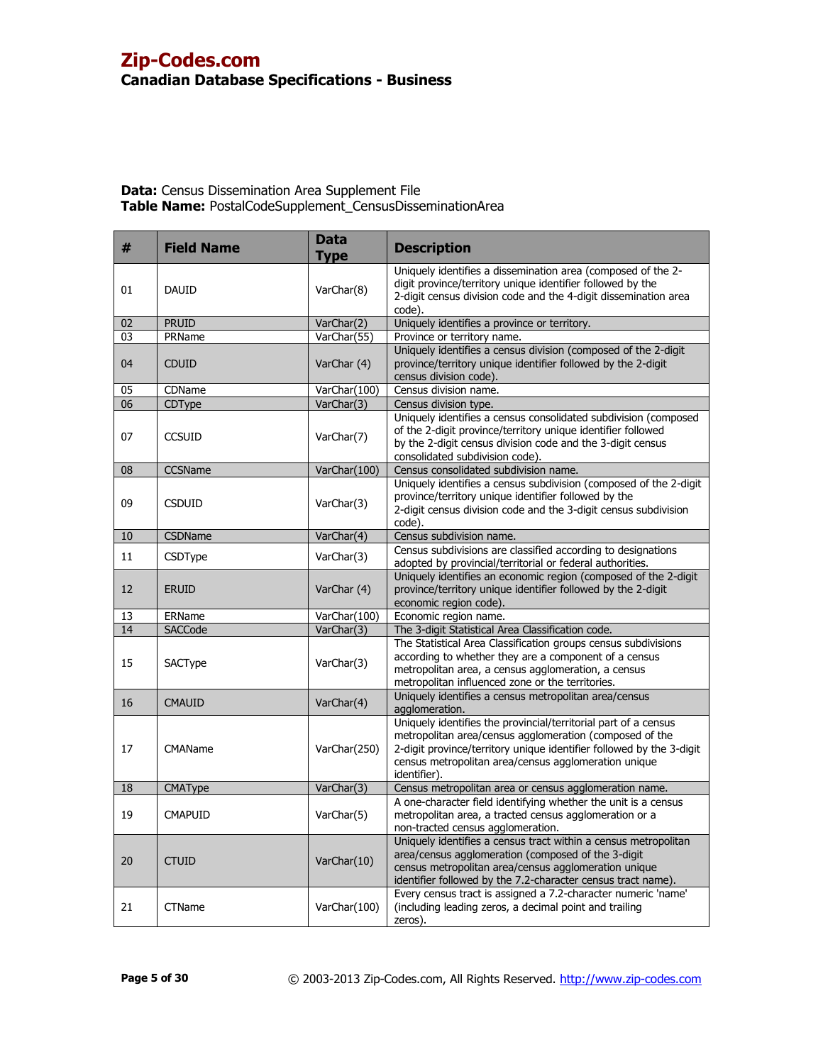**Zip-Codes.com**
**Canadian Database Specifications - Business**

**Data:** Census Dissemination Area Supplement File
**Table Name:** PostalCodeSupplement_CensusDisseminationArea

| # | Field Name | Data Type | Description |
|---|---|---|---|
| 01 | DAUID | VarChar(8) | Uniquely identifies a dissemination area (composed of the 2-digit province/territory unique identifier followed by the 2-digit census division code and the 4-digit dissemination area code). |
| 02 | PRUID | VarChar(2) | Uniquely identifies a province or territory. |
| 03 | PRName | VarChar(55) | Province or territory name. |
| 04 | CDUID | VarChar (4) | Uniquely identifies a census division (composed of the 2-digit province/territory unique identifier followed by the 2-digit census division code). |
| 05 | CDName | VarChar(100) | Census division name. |
| 06 | CDType | VarChar(3) | Census division type. |
| 07 | CCSUID | VarChar(7) | Uniquely identifies a census consolidated subdivision (composed of the 2-digit province/territory unique identifier followed by the 2-digit census division code and the 3-digit census consolidated subdivision code). |
| 08 | CCSName | VarChar(100) | Census consolidated subdivision name. |
| 09 | CSDUID | VarChar(3) | Uniquely identifies a census subdivision (composed of the 2-digit province/territory unique identifier followed by the 2-digit census division code and the 3-digit census subdivision code). |
| 10 | CSDName | VarChar(4) | Census subdivision name. |
| 11 | CSDType | VarChar(3) | Census subdivisions are classified according to designations adopted by provincial/territorial or federal authorities. |
| 12 | ERUID | VarChar (4) | Uniquely identifies an economic region (composed of the 2-digit province/territory unique identifier followed by the 2-digit economic region code). |
| 13 | ERName | VarChar(100) | Economic region name. |
| 14 | SACCode | VarChar(3) | The 3-digit Statistical Area Classification code. |
| 15 | SACType | VarChar(3) | The Statistical Area Classification groups census subdivisions according to whether they are a component of a census metropolitan area, a census agglomeration, a census metropolitan influenced zone or the territories. |
| 16 | CMAUID | VarChar(4) | Uniquely identifies a census metropolitan area/census agglomeration. |
| 17 | CMAName | VarChar(250) | Uniquely identifies the provincial/territorial part of a census metropolitan area/census agglomeration (composed of the 2-digit province/territory unique identifier followed by the 3-digit census metropolitan area/census agglomeration unique identifier). |
| 18 | CMAType | VarChar(3) | Census metropolitan area or census agglomeration name. |
| 19 | CMAPUID | VarChar(5) | A one-character field identifying whether the unit is a census metropolitan area, a tracted census agglomeration or a non-tracted census agglomeration. |
| 20 | CTUID | VarChar(10) | Uniquely identifies a census tract within a census metropolitan area/census agglomeration (composed of the 3-digit census metropolitan area/census agglomeration unique identifier followed by the 7.2-character census tract name). |
| 21 | CTName | VarChar(100) | Every census tract is assigned a 7.2-character numeric 'name' (including leading zeros, a decimal point and trailing zeros). |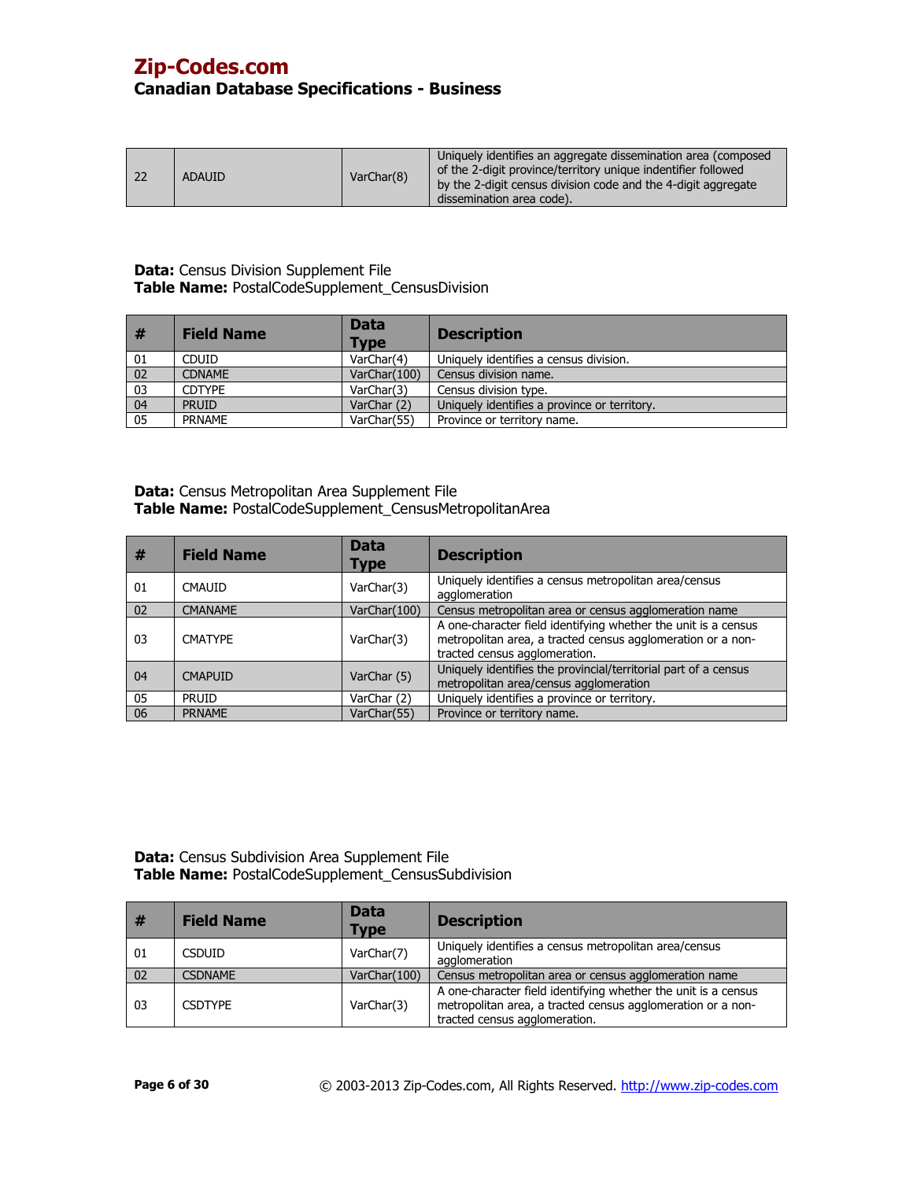# Zip-Codes.com
## Canadian Database Specifications - Business

| 22 | ADAUID | VarChar(8) | Uniquely identifies an aggregate dissemination area (composed of the 2-digit province/territory unique indentifier followed by the 2-digit census division code and the 4-digit aggregate dissemination area code). |
|---|---|---|---|

**Data:** Census Division Supplement File
**Table Name:** PostalCodeSupplement_CensusDivision

| # | Field Name | Data Type | Description |
|---|---|---|---|
| 01 | CDUID | VarChar(4) | Uniquely identifies a census division. |
| 02 | CDNAME | VarChar(100) | Census division name. |
| 03 | CDTYPE | VarChar(3) | Census division type. |
| 04 | PRUID | VarChar (2) | Uniquely identifies a province or territory. |
| 05 | PRNAME | VarChar(55) | Province or territory name. |

**Data:** Census Metropolitan Area Supplement File
**Table Name:** PostalCodeSupplement_CensusMetropolitanArea

| # | Field Name | Data Type | Description |
|---|---|---|---|
| 01 | CMAUID | VarChar(3) | Uniquely identifies a census metropolitan area/census agglomeration |
| 02 | CMANAME | VarChar(100) | Census metropolitan area or census agglomeration name |
| 03 | CMATYPE | VarChar(3) | A one-character field identifying whether the unit is a census metropolitan area, a tracted census agglomeration or a non-tracted census agglomeration. |
| 04 | CMAPUID | VarChar (5) | Uniquely identifies the provincial/territorial part of a census metropolitan area/census agglomeration |
| 05 | PRUID | VarChar (2) | Uniquely identifies a province or territory. |
| 06 | PRNAME | VarChar(55) | Province or territory name. |

**Data:** Census Subdivision Area Supplement File
**Table Name:** PostalCodeSupplement_CensusSubdivision

| # | Field Name | Data Type | Description |
|---|---|---|---|
| 01 | CSDUID | VarChar(7) | Uniquely identifies a census metropolitan area/census agglomeration |
| 02 | CSDNAME | VarChar(100) | Census metropolitan area or census agglomeration name |
| 03 | CSDTYPE | VarChar(3) | A one-character field identifying whether the unit is a census metropolitan area, a tracted census agglomeration or a non-tracted census agglomeration. |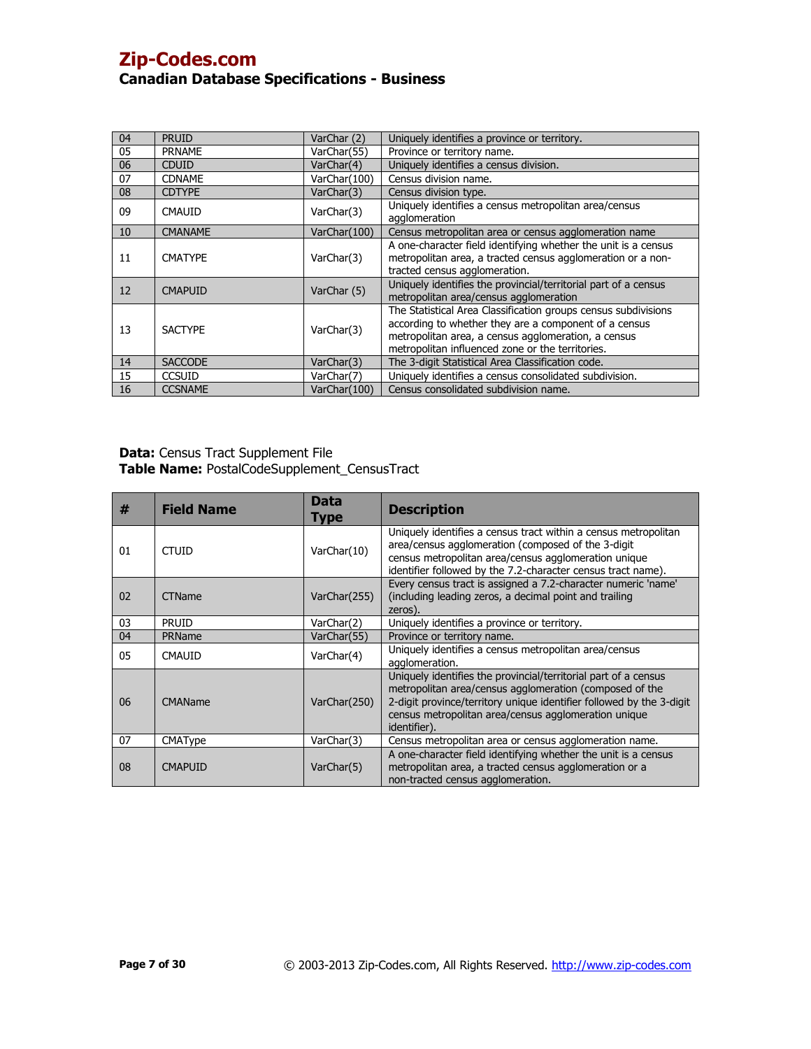| 04 | PRUID | VarChar (2) | Uniquely identifies a province or territory. |
|---|---|---|---|
| 05 | PRNAME | VarChar(55) | Province or territory name. |
| 06 | CDUID | VarChar(4) | Uniquely identifies a census division. |
| 07 | CDNAME | VarChar(100) | Census division name. |
| 08 | CDTYPE | VarChar(3) | Census division type. |
| 09 | CMAUID | VarChar(3) | Uniquely identifies a census metropolitan area/census agglomeration |
| 10 | CMANAME | VarChar(100) | Census metropolitan area or census agglomeration name |
| 11 | CMATYPE | VarChar(3) | A one-character field identifying whether the unit is a census metropolitan area, a tracted census agglomeration or a non-tracted census agglomeration. |
| 12 | CMAPUID | VarChar (5) | Uniquely identifies the provincial/territorial part of a census metropolitan area/census agglomeration |
| 13 | SACTYPE | VarChar(3) | The Statistical Area Classification groups census subdivisions according to whether they are a component of a census metropolitan area, a census agglomeration, a census metropolitan influenced zone or the territories. |
| 14 | SACCODE | VarChar(3) | The 3-digit Statistical Area Classification code. |
| 15 | CCSUID | VarChar(7) | Uniquely identifies a census consolidated subdivision. |
| 16 | CCSNAME | VarChar(100) | Census consolidated subdivision name. |

**Data:** Census Tract Supplement File
**Table Name:** PostalCodeSupplement_CensusTract

| # | Field Name | Data Type | Description |
|---|---|---|---|
| 01 | CTUID | VarChar(10) | Uniquely identifies a census tract within a census metropolitan area/census agglomeration (composed of the 3-digit census metropolitan area/census agglomeration unique identifier followed by the 7.2-character census tract name). |
| 02 | CTName | VarChar(255) | Every census tract is assigned a 7.2-character numeric 'name' (including leading zeros, a decimal point and trailing zeros). |
| 03 | PRUID | VarChar(2) | Uniquely identifies a province or territory. |
| 04 | PRName | VarChar(55) | Province or territory name. |
| 05 | CMAUID | VarChar(4) | Uniquely identifies a census metropolitan area/census agglomeration. |
| 06 | CMAName | VarChar(250) | Uniquely identifies the provincial/territorial part of a census metropolitan area/census agglomeration (composed of the 2-digit province/territory unique identifier followed by the 3-digit census metropolitan area/census agglomeration unique identifier). |
| 07 | CMAType | VarChar(3) | Census metropolitan area or census agglomeration name. |
| 08 | CMAPUID | VarChar(5) | A one-character field identifying whether the unit is a census metropolitan area, a tracted census agglomeration or a non-tracted census agglomeration. |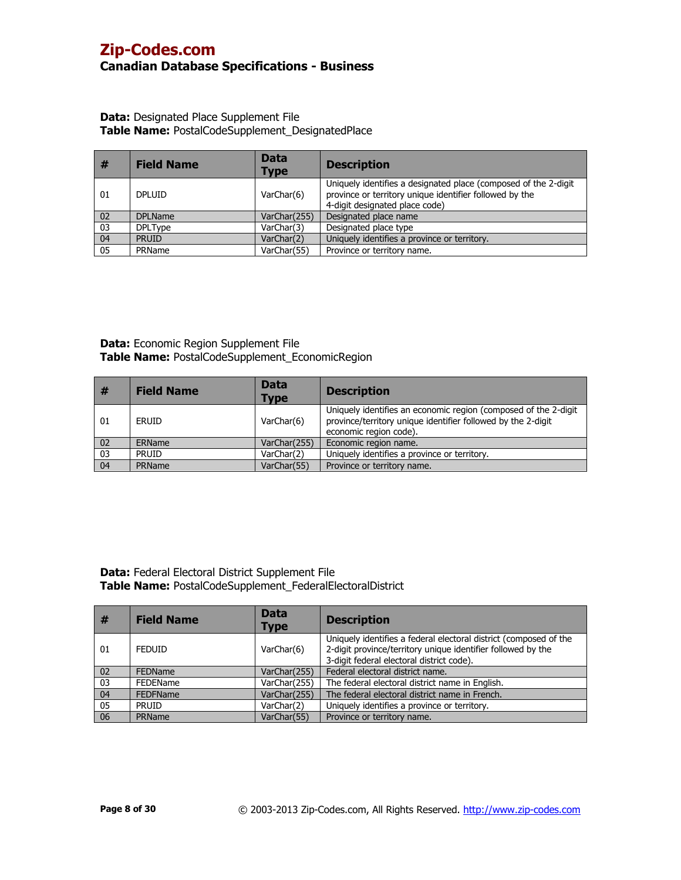## Zip-Codes.com
### Canadian Database Specifications - Business

**Data:** Designated Place Supplement File
**Table Name:** PostalCodeSupplement_DesignatedPlace

| # | Field Name | Data Type | Description |
|---|---|---|---|
| 01 | DPLUID | VarChar(6) | Uniquely identifies a designated place (composed of the 2-digit province or territory unique identifier followed by the 4-digit designated place code) |
| 02 | DPLName | VarChar(255) | Designated place name |
| 03 | DPLType | VarChar(3) | Designated place type |
| 04 | PRUID | VarChar(2) | Uniquely identifies a province or territory. |
| 05 | PRName | VarChar(55) | Province or territory name. |

**Data:** Economic Region Supplement File
**Table Name:** PostalCodeSupplement_EconomicRegion

| # | Field Name | Data Type | Description |
|---|---|---|---|
| 01 | ERUID | VarChar(6) | Uniquely identifies an economic region (composed of the 2-digit province/territory unique identifier followed by the 2-digit economic region code). |
| 02 | ERName | VarChar(255) | Economic region name. |
| 03 | PRUID | VarChar(2) | Uniquely identifies a province or territory. |
| 04 | PRName | VarChar(55) | Province or territory name. |

**Data:** Federal Electoral District Supplement File
**Table Name:** PostalCodeSupplement_FederalElectoralDistrict

| # | Field Name | Data Type | Description |
|---|---|---|---|
| 01 | FEDUID | VarChar(6) | Uniquely identifies a federal electoral district (composed of the 2-digit province/territory unique identifier followed by the 3-digit federal electoral district code). |
| 02 | FEDName | VarChar(255) | Federal electoral district name. |
| 03 | FEDEName | VarChar(255) | The federal electoral district name in English. |
| 04 | FEDFName | VarChar(255) | The federal electoral district name in French. |
| 05 | PRUID | VarChar(2) | Uniquely identifies a province or territory. |
| 06 | PRName | VarChar(55) | Province or territory name. |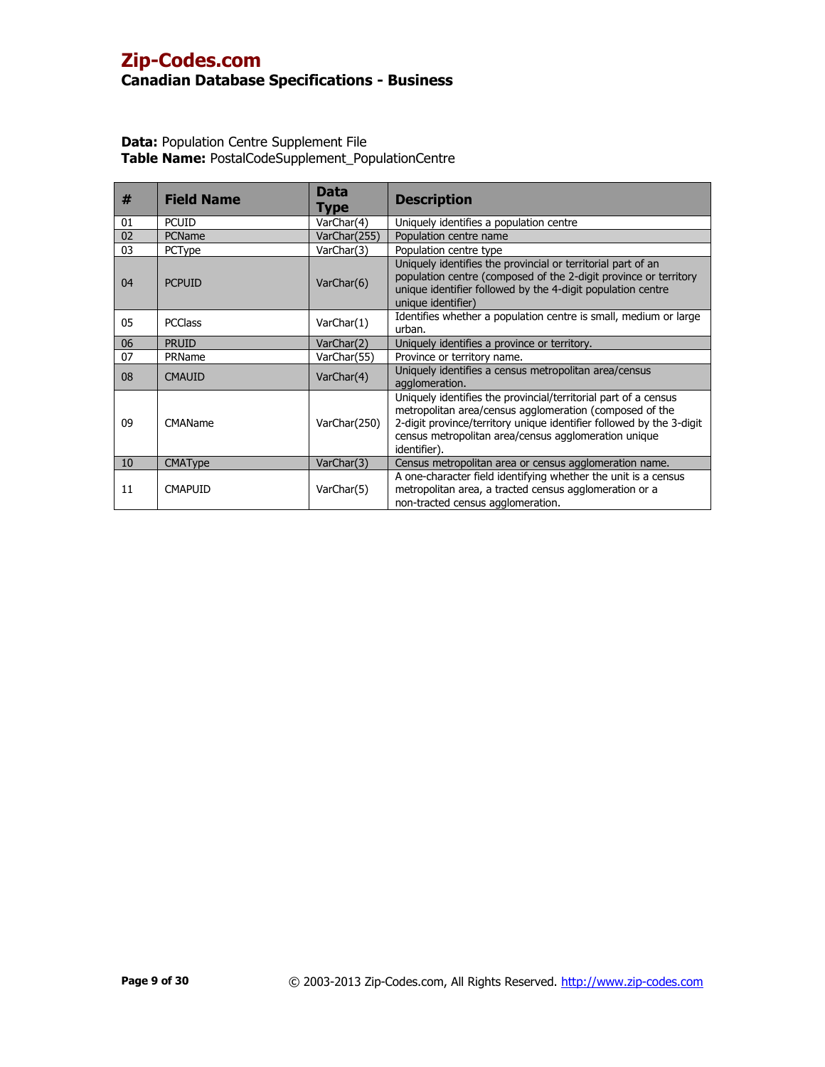**Data:** Population Centre Supplement File
**Table Name:** PostalCodeSupplement_PopulationCentre

| # | Field Name | Data Type | Description |
|---|---|---|---|
| 01 | PCUID | VarChar(4) | Uniquely identifies a population centre |
| 02 | PCName | VarChar(255) | Population centre name |
| 03 | PCType | VarChar(3) | Population centre type |
| 04 | PCPUID | VarChar(6) | Uniquely identifies the provincial or territorial part of an population centre (composed of the 2-digit province or territory unique identifier followed by the 4-digit population centre unique identifier) |
| 05 | PCClass | VarChar(1) | Identifies whether a population centre is small, medium or large urban. |
| 06 | PRUID | VarChar(2) | Uniquely identifies a province or territory. |
| 07 | PRName | VarChar(55) | Province or territory name. |
| 08 | CMAUID | VarChar(4) | Uniquely identifies a census metropolitan area/census agglomeration. |
| 09 | CMAName | VarChar(250) | Uniquely identifies the provincial/territorial part of a census metropolitan area/census agglomeration (composed of the 2-digit province/territory unique identifier followed by the 3-digit census metropolitan area/census agglomeration unique identifier). |
| 10 | CMAType | VarChar(3) | Census metropolitan area or census agglomeration name. |
| 11 | CMAPUID | VarChar(5) | A one-character field identifying whether the unit is a census metropolitan area, a tracted census agglomeration or a non-tracted census agglomeration. |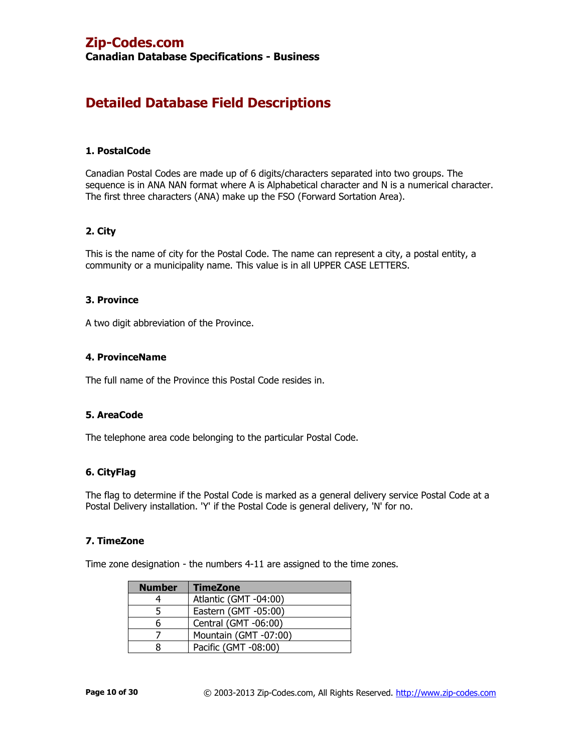# Detailed Database Field Descriptions

### 1. PostalCode

Canadian Postal Codes are made up of 6 digits/characters separated into two groups. The sequence is in ANA NAN format where A is Alphabetical character and N is a numerical character. The first three characters (ANA) make up the FSO (Forward Sortation Area).

### 2. City

This is the name of city for the Postal Code. The name can represent a city, a postal entity, a community or a municipality name. This value is in all UPPER CASE LETTERS.

### 3. Province

A two digit abbreviation of the Province.

### 4. ProvinceName

The full name of the Province this Postal Code resides in.

### 5. AreaCode

The telephone area code belonging to the particular Postal Code.

### 6. CityFlag

The flag to determine if the Postal Code is marked as a general delivery service Postal Code at a Postal Delivery installation. 'Y' if the Postal Code is general delivery, 'N' for no.

### 7. TimeZone

Time zone designation - the numbers 4-11 are assigned to the time zones.

| Number | TimeZone |
|---|---|
| 4 | Atlantic (GMT -04:00) |
| 5 | Eastern (GMT -05:00) |
| 6 | Central (GMT -06:00) |
| 7 | Mountain (GMT -07:00) |
| 8 | Pacific (GMT -08:00) |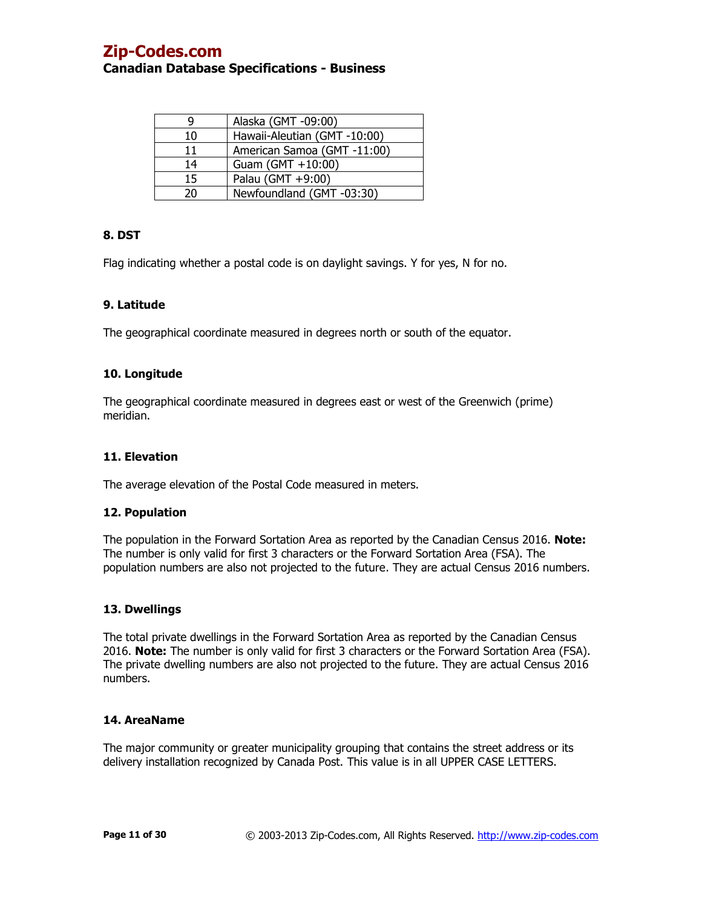| | |
|---|---|
| 9 | Alaska (GMT -09:00) |
| 10 | Hawaii-Aleutian (GMT -10:00) |
| 11 | American Samoa (GMT -11:00) |
| 14 | Guam (GMT +10:00) |
| 15 | Palau (GMT +9:00) |
| 20 | Newfoundland (GMT -03:30) |

### 8. DST

Flag indicating whether a postal code is on daylight savings. Y for yes, N for no.

### 9. Latitude

The geographical coordinate measured in degrees north or south of the equator.

### 10. Longitude

The geographical coordinate measured in degrees east or west of the Greenwich (prime) meridian.

### 11. Elevation

The average elevation of the Postal Code measured in meters.

### 12. Population

The population in the Forward Sortation Area as reported by the Canadian Census 2016. **Note:** The number is only valid for first 3 characters or the Forward Sortation Area (FSA). The population numbers are also not projected to the future. They are actual Census 2016 numbers.

### 13. Dwellings

The total private dwellings in the Forward Sortation Area as reported by the Canadian Census 2016. **Note:** The number is only valid for first 3 characters or the Forward Sortation Area (FSA). The private dwelling numbers are also not projected to the future. They are actual Census 2016 numbers.

### 14. AreaName

The major community or greater municipality grouping that contains the street address or its delivery installation recognized by Canada Post. This value is in all UPPER CASE LETTERS.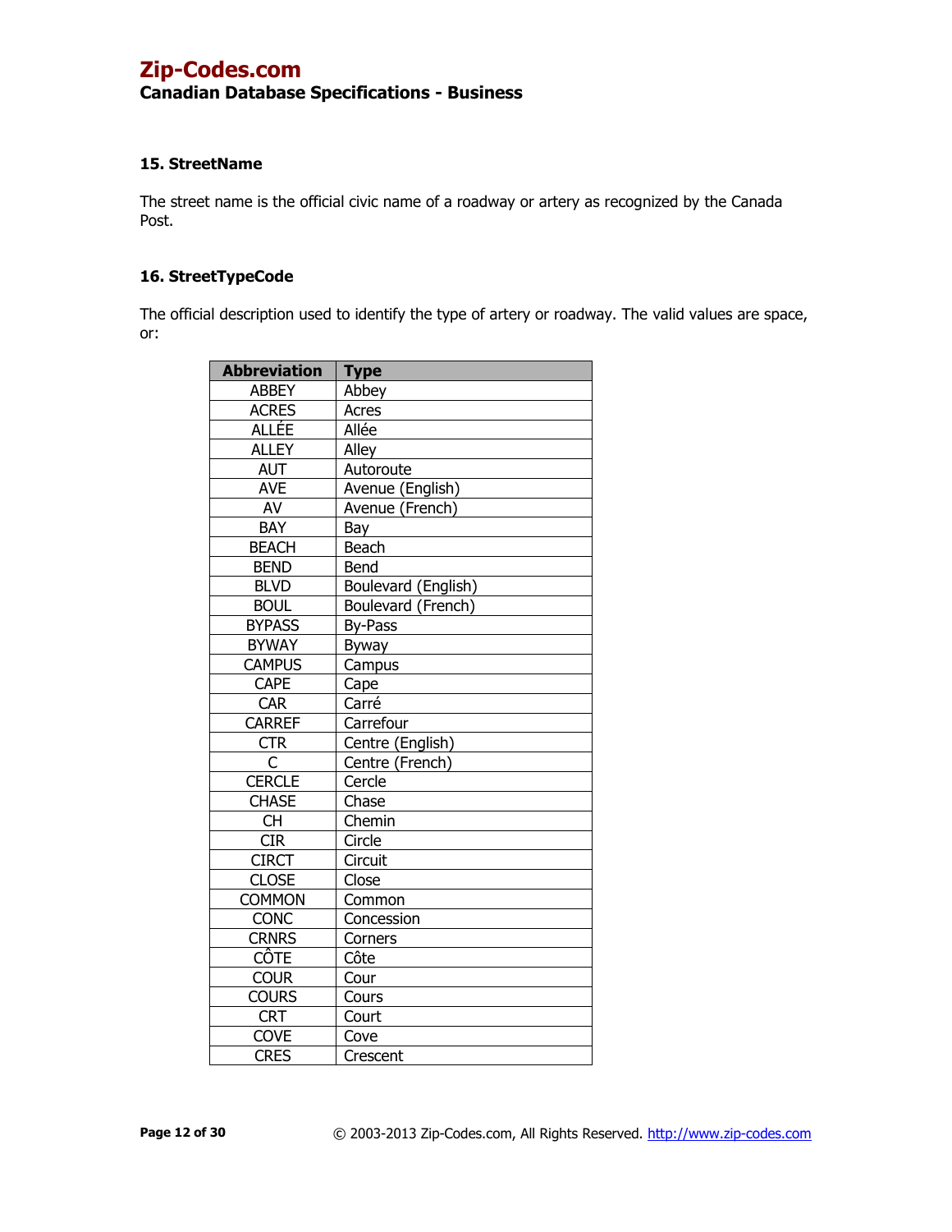### 15. StreetName

The street name is the official civic name of a roadway or artery as recognized by the Canada Post.

### 16. StreetTypeCode

The official description used to identify the type of artery or roadway. The valid values are space, or:

| Abbreviation | Type |
|---|---|
| ABBEY | Abbey |
| ACRES | Acres |
| ALLÉE | Allée |
| ALLEY | Alley |
| AUT | Autoroute |
| AVE | Avenue (English) |
| AV | Avenue (French) |
| BAY | Bay |
| BEACH | Beach |
| BEND | Bend |
| BLVD | Boulevard (English) |
| BOUL | Boulevard (French) |
| BYPASS | By-Pass |
| BYWAY | Byway |
| CAMPUS | Campus |
| CAPE | Cape |
| CAR | Carré |
| CARREF | Carrefour |
| CTR | Centre (English) |
| C | Centre (French) |
| CERCLE | Cercle |
| CHASE | Chase |
| CH | Chemin |
| CIR | Circle |
| CIRCT | Circuit |
| CLOSE | Close |
| COMMON | Common |
| CONC | Concession |
| CRNRS | Corners |
| CÔTE | Côte |
| COUR | Cour |
| COURS | Cours |
| CRT | Court |
| COVE | Cove |
| CRES | Crescent |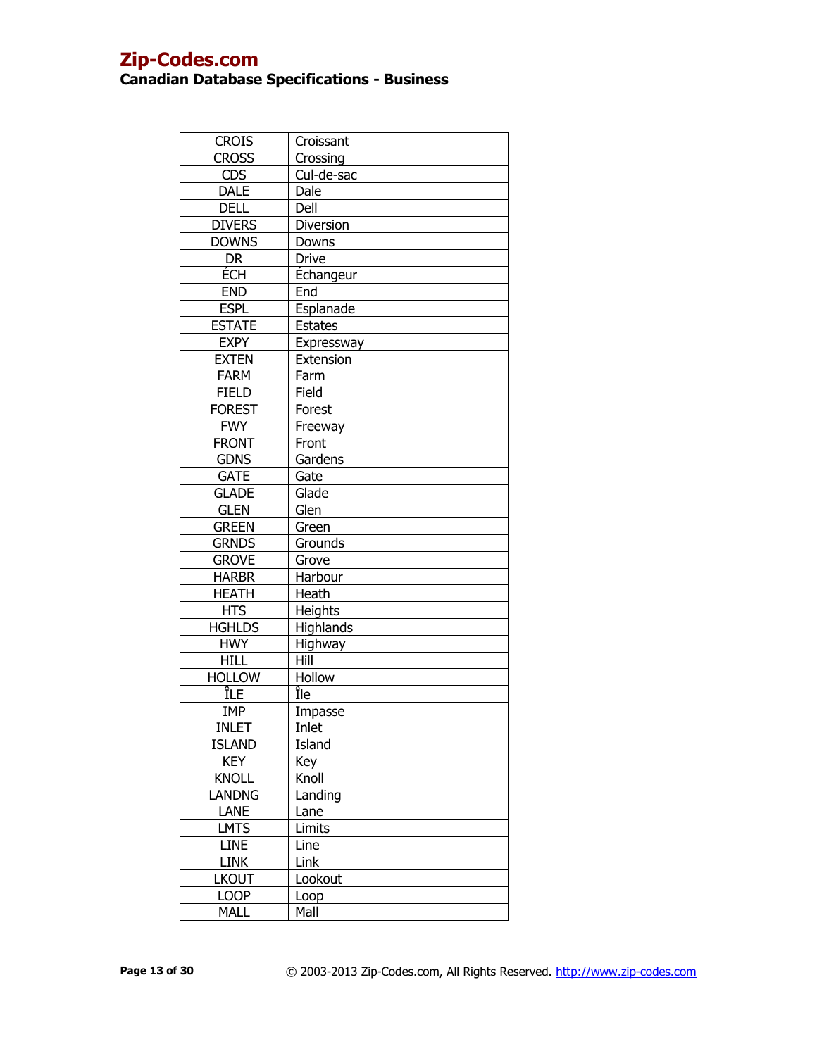| CROIS | Croissant |
|---|---|
| CROSS | Crossing |
| CDS | Cul-de-sac |
| DALE | Dale |
| DELL | Dell |
| DIVERS | Diversion |
| DOWNS | Downs |
| DR | Drive |
| ÉCH | Échangeur |
| END | End |
| ESPL | Esplanade |
| ESTATE | Estates |
| EXPY | Expressway |
| EXTEN | Extension |
| FARM | Farm |
| FIELD | Field |
| FOREST | Forest |
| FWY | Freeway |
| FRONT | Front |
| GDNS | Gardens |
| GATE | Gate |
| GLADE | Glade |
| GLEN | Glen |
| GREEN | Green |
| GRNDS | Grounds |
| GROVE | Grove |
| HARBR | Harbour |
| HEATH | Heath |
| HTS | Heights |
| HGHLDS | Highlands |
| HWY | Highway |
| HILL | Hill |
| HOLLOW | Hollow |
| ÎLE | Île |
| IMP | Impasse |
| INLET | Inlet |
| ISLAND | Island |
| KEY | Key |
| KNOLL | Knoll |
| LANDNG | Landing |
| LANE | Lane |
| LMTS | Limits |
| LINE | Line |
| LINK | Link |
| LKOUT | Lookout |
| LOOP | Loop |
| MALL | Mall |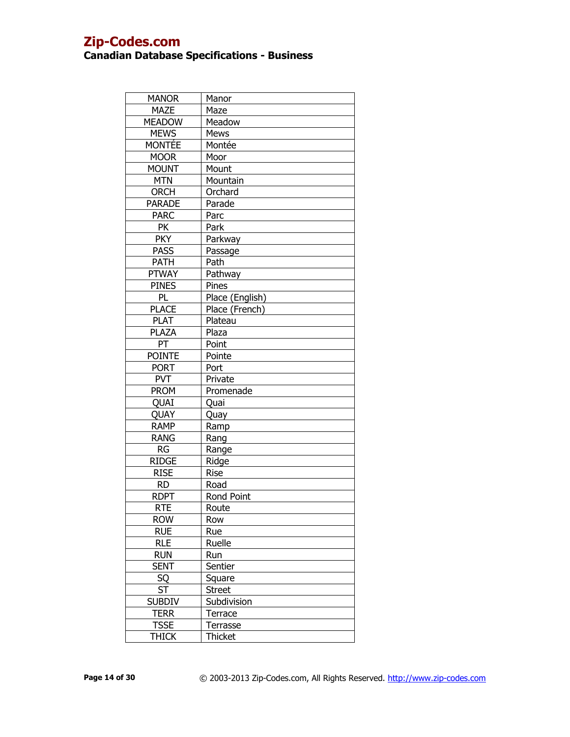| MANOR | Manor |
|---|---|
| MAZE | Maze |
| MEADOW | Meadow |
| MEWS | Mews |
| MONTÉE | Montée |
| MOOR | Moor |
| MOUNT | Mount |
| MTN | Mountain |
| ORCH | Orchard |
| PARADE | Parade |
| PARC | Parc |
| PK | Park |
| PKY | Parkway |
| PASS | Passage |
| PATH | Path |
| PTWAY | Pathway |
| PINES | Pines |
| PL | Place (English) |
| PLACE | Place (French) |
| PLAT | Plateau |
| PLAZA | Plaza |
| PT | Point |
| POINTE | Pointe |
| PORT | Port |
| PVT | Private |
| PROM | Promenade |
| QUAI | Quai |
| QUAY | Quay |
| RAMP | Ramp |
| RANG | Rang |
| RG | Range |
| RIDGE | Ridge |
| RISE | Rise |
| RD | Road |
| RDPT | Rond Point |
| RTE | Route |
| ROW | Row |
| RUE | Rue |
| RLE | Ruelle |
| RUN | Run |
| SENT | Sentier |
| SQ | Square |
| ST | Street |
| SUBDIV | Subdivision |
| TERR | Terrace |
| TSSE | Terrasse |
| THICK | Thicket |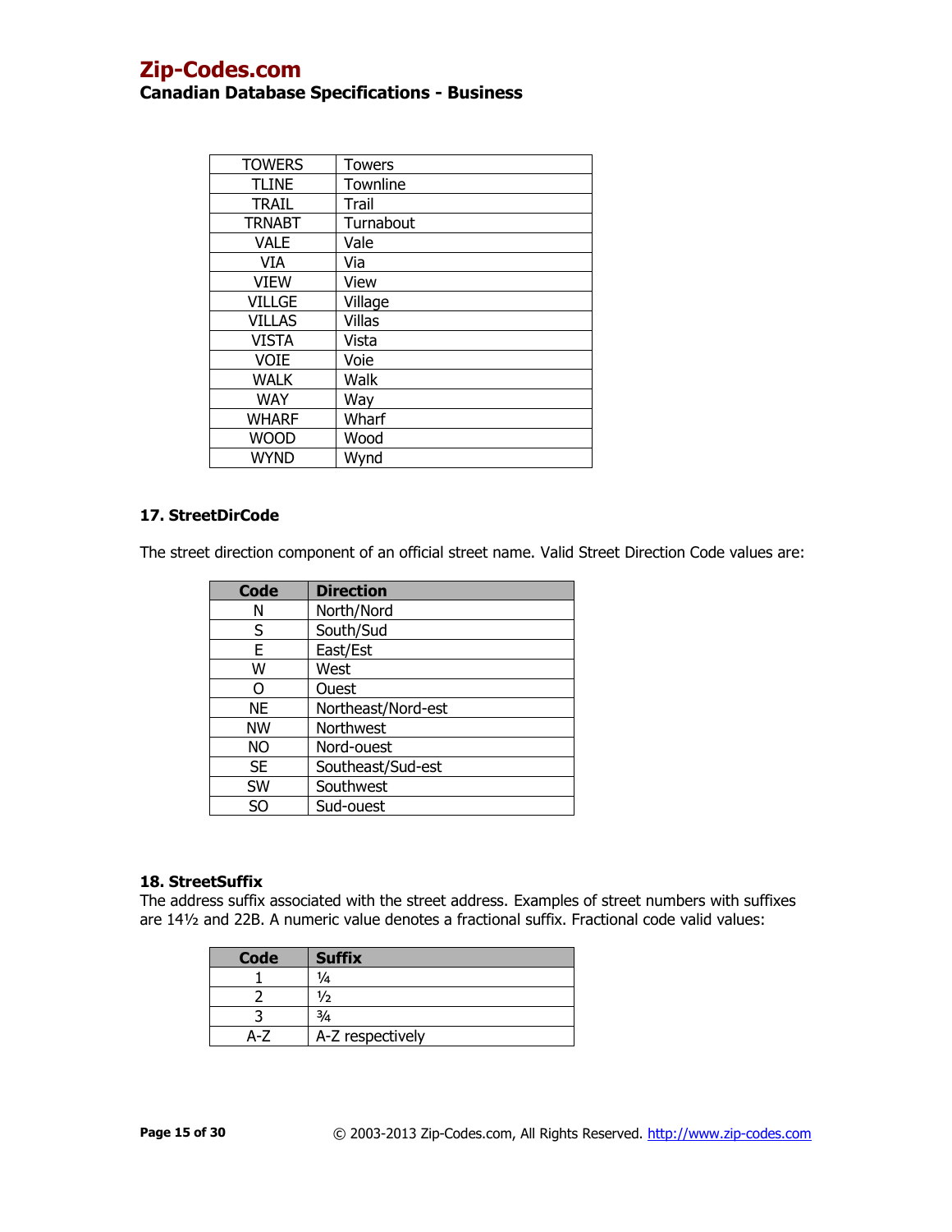| TOWERS | Towers |
|---|---|
| TLINE | Townline |
| TRAIL | Trail |
| TRNABT | Turnabout |
| VALE | Vale |
| VIA | Via |
| VIEW | View |
| VILLGE | Village |
| VILLAS | Villas |
| VISTA | Vista |
| VOIE | Voie |
| WALK | Walk |
| WAY | Way |
| WHARF | Wharf |
| WOOD | Wood |
| WYND | Wynd |

### 17. StreetDirCode

The street direction component of an official street name. Valid Street Direction Code values are:

| Code | Direction |
|---|---|
| N | North/Nord |
| S | South/Sud |
| E | East/Est |
| W | West |
| O | Ouest |
| NE | Northeast/Nord-est |
| NW | Northwest |
| NO | Nord-ouest |
| SE | Southeast/Sud-est |
| SW | Southwest |
| SO | Sud-ouest |

### 18. StreetSuffix

The address suffix associated with the street address. Examples of street numbers with suffixes are 14½ and 22B. A numeric value denotes a fractional suffix. Fractional code valid values:

| Code | Suffix |
|---|---|
| 1 | ¼ |
| 2 | ½ |
| 3 | ¾ |
| A-Z | A-Z respectively |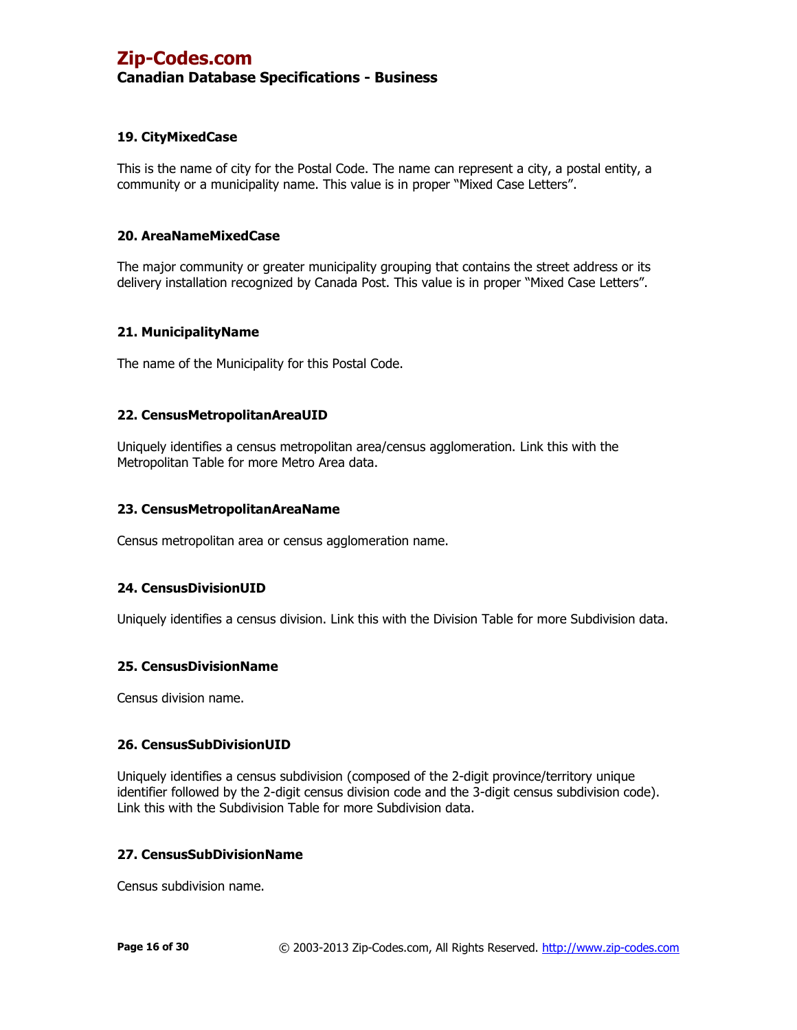### 19. CityMixedCase

This is the name of city for the Postal Code. The name can represent a city, a postal entity, a community or a municipality name. This value is in proper "Mixed Case Letters".

### 20. AreaNameMixedCase

The major community or greater municipality grouping that contains the street address or its delivery installation recognized by Canada Post. This value is in proper "Mixed Case Letters".

### 21. MunicipalityName

The name of the Municipality for this Postal Code.

### 22. CensusMetropolitanAreaUID

Uniquely identifies a census metropolitan area/census agglomeration. Link this with the Metropolitan Table for more Metro Area data.

### 23. CensusMetropolitanAreaName

Census metropolitan area or census agglomeration name.

### 24. CensusDivisionUID

Uniquely identifies a census division. Link this with the Division Table for more Subdivision data.

### 25. CensusDivisionName

Census division name.

### 26. CensusSubDivisionUID

Uniquely identifies a census subdivision (composed of the 2-digit province/territory unique identifier followed by the 2-digit census division code and the 3-digit census subdivision code). Link this with the Subdivision Table for more Subdivision data.

### 27. CensusSubDivisionName

Census subdivision name.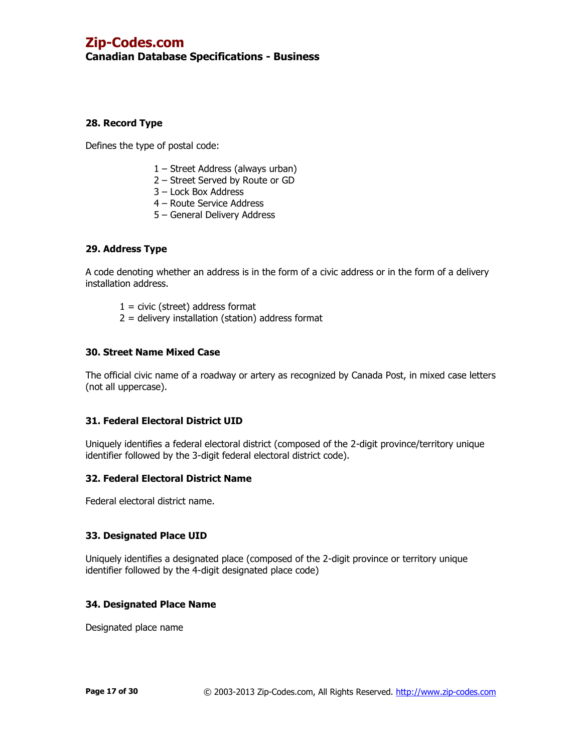### 28. Record Type

Defines the type of postal code:

1 – Street Address (always urban)
2 – Street Served by Route or GD
3 – Lock Box Address
4 – Route Service Address
5 – General Delivery Address

### 29. Address Type

A code denoting whether an address is in the form of a civic address or in the form of a delivery installation address.

1 = civic (street) address format
2 = delivery installation (station) address format

### 30. Street Name Mixed Case

The official civic name of a roadway or artery as recognized by Canada Post, in mixed case letters (not all uppercase).

### 31. Federal Electoral District UID

Uniquely identifies a federal electoral district (composed of the 2-digit province/territory unique identifier followed by the 3-digit federal electoral district code).

### 32. Federal Electoral District Name

Federal electoral district name.

### 33. Designated Place UID

Uniquely identifies a designated place (composed of the 2-digit province or territory unique identifier followed by the 4-digit designated place code)

### 34. Designated Place Name

Designated place name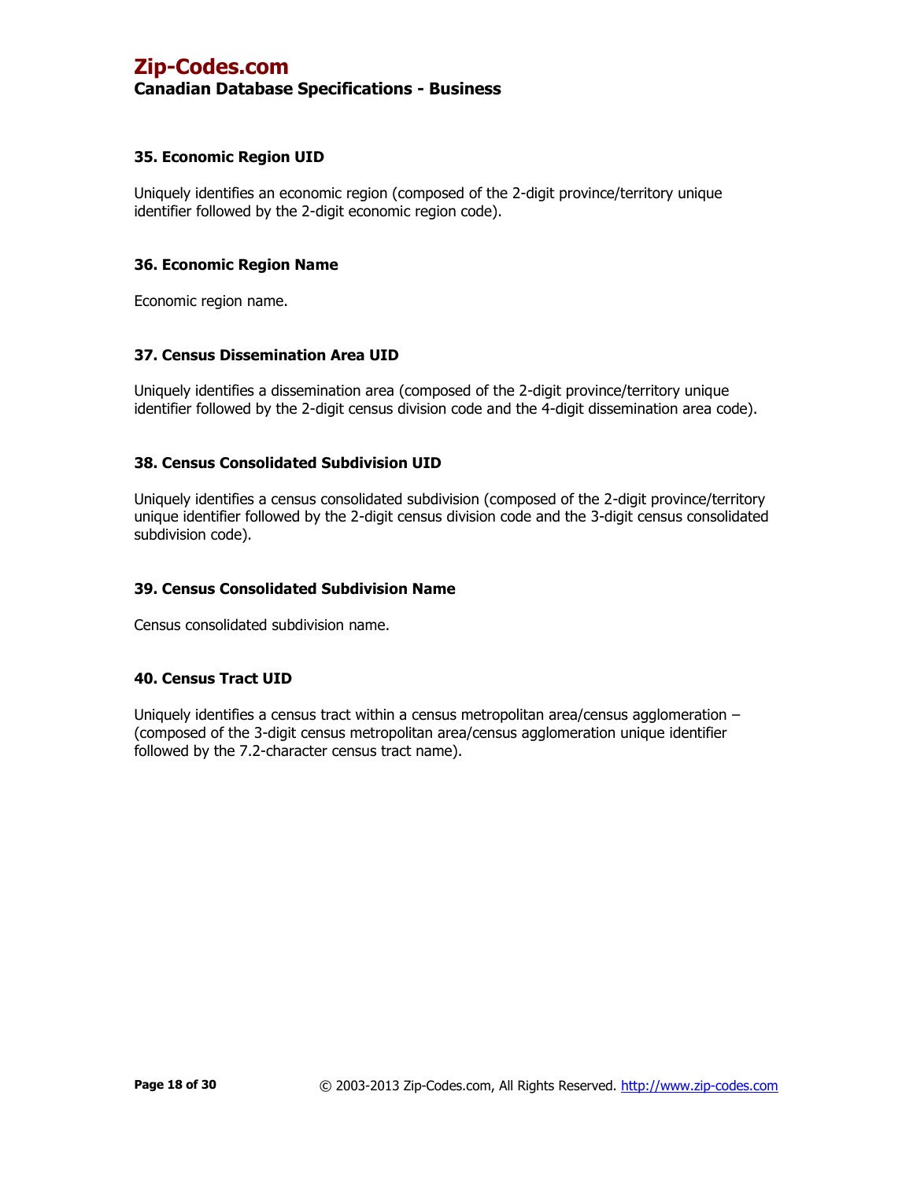### 35. Economic Region UID

Uniquely identifies an economic region (composed of the 2-digit province/territory unique identifier followed by the 2-digit economic region code).

### 36. Economic Region Name

Economic region name.

### 37. Census Dissemination Area UID

Uniquely identifies a dissemination area (composed of the 2-digit province/territory unique identifier followed by the 2-digit census division code and the 4-digit dissemination area code).

### 38. Census Consolidated Subdivision UID

Uniquely identifies a census consolidated subdivision (composed of the 2-digit province/territory unique identifier followed by the 2-digit census division code and the 3-digit census consolidated subdivision code).

### 39. Census Consolidated Subdivision Name

Census consolidated subdivision name.

### 40. Census Tract UID

Uniquely identifies a census tract within a census metropolitan area/census agglomeration – (composed of the 3-digit census metropolitan area/census agglomeration unique identifier followed by the 7.2-character census tract name).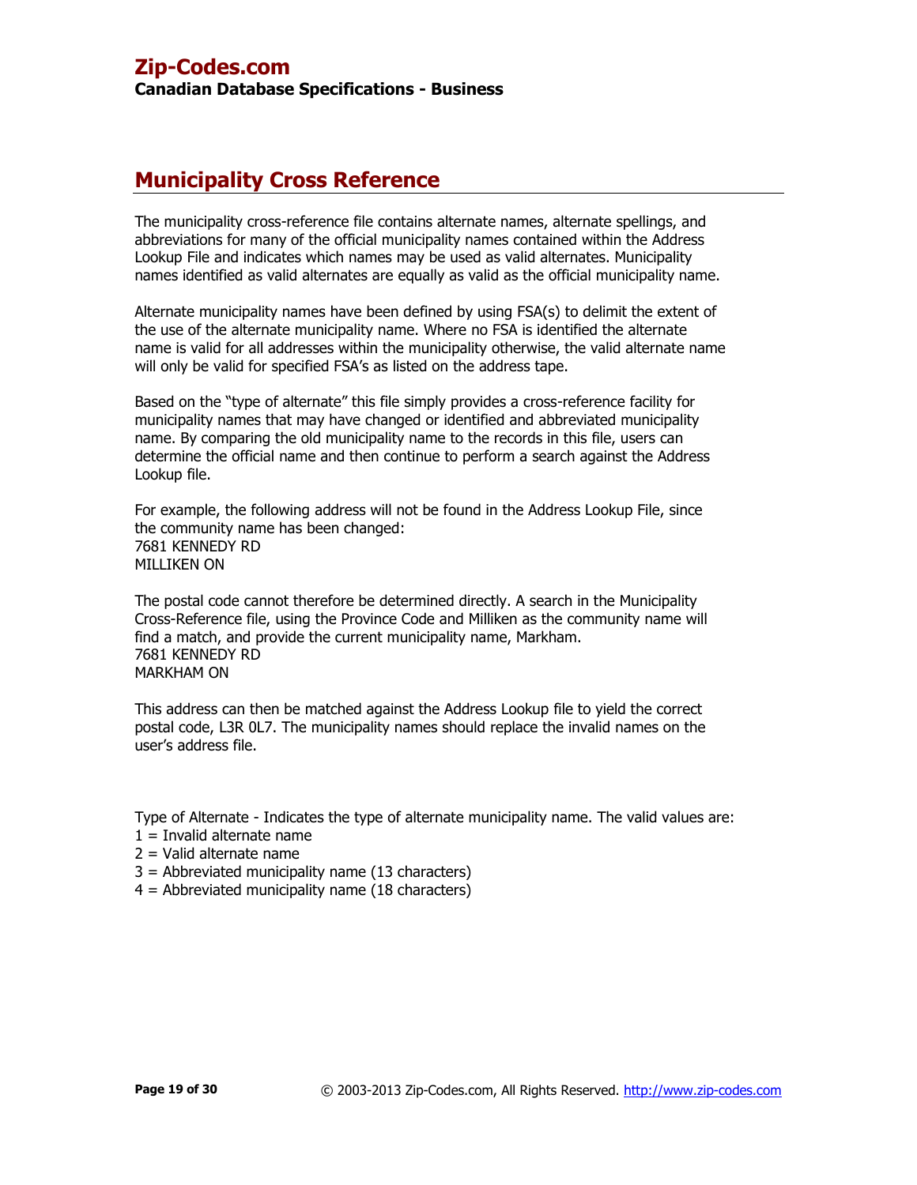# Municipality Cross Reference

The municipality cross-reference file contains alternate names, alternate spellings, and abbreviations for many of the official municipality names contained within the Address Lookup File and indicates which names may be used as valid alternates. Municipality names identified as valid alternates are equally as valid as the official municipality name.

Alternate municipality names have been defined by using FSA(s) to delimit the extent of the use of the alternate municipality name. Where no FSA is identified the alternate name is valid for all addresses within the municipality otherwise, the valid alternate name will only be valid for specified FSA's as listed on the address tape.

Based on the "type of alternate" this file simply provides a cross-reference facility for municipality names that may have changed or identified and abbreviated municipality name. By comparing the old municipality name to the records in this file, users can determine the official name and then continue to perform a search against the Address Lookup file.

For example, the following address will not be found in the Address Lookup File, since the community name has been changed:
7681 KENNEDY RD
MILLIKEN ON

The postal code cannot therefore be determined directly. A search in the Municipality Cross-Reference file, using the Province Code and Milliken as the community name will find a match, and provide the current municipality name, Markham.
7681 KENNEDY RD
MARKHAM ON

This address can then be matched against the Address Lookup file to yield the correct postal code, L3R 0L7. The municipality names should replace the invalid names on the user's address file.

Type of Alternate - Indicates the type of alternate municipality name. The valid values are:
1 = Invalid alternate name
2 = Valid alternate name
3 = Abbreviated municipality name (13 characters)
4 = Abbreviated municipality name (18 characters)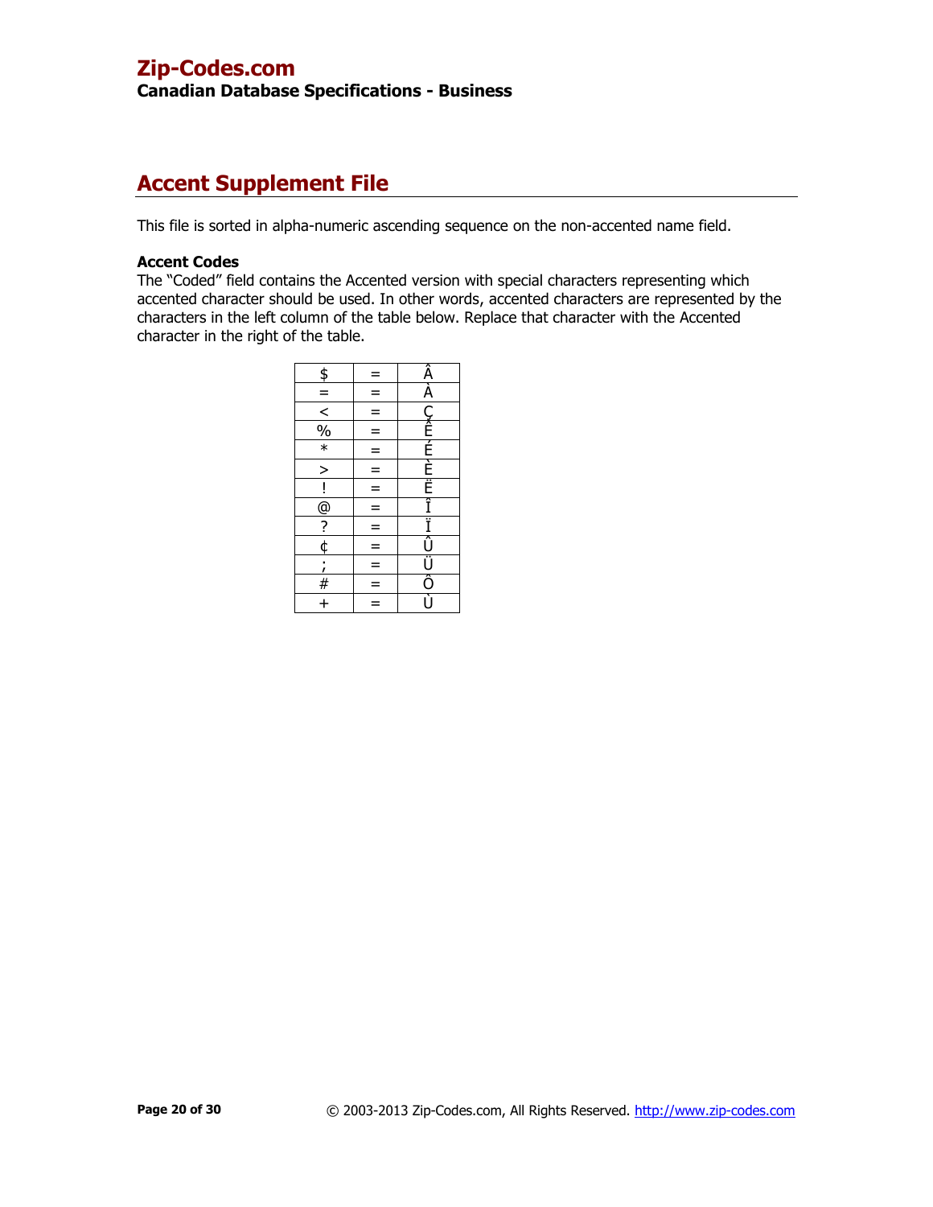## Accent Supplement File

This file is sorted in alpha-numeric ascending sequence on the non-accented name field.

**Accent Codes**

The “Coded” field contains the Accented version with special characters representing which accented character should be used. In other words, accented characters are represented by the characters in the left column of the table below. Replace that character with the Accented character in the right of the table.

| | | |
|---|---|---|
| $ | = | Â |
| = | = | À |
| < | = | Ç |
| % | = | Ê |
| * | = | É |
| > | = | È |
| ! | = | Ë |
| @ | = | Î |
| ? | = | Ï |
| ¢ | = | Û |
| ; | = | Ü |
| # | = | Ô |
| + | = | Ù |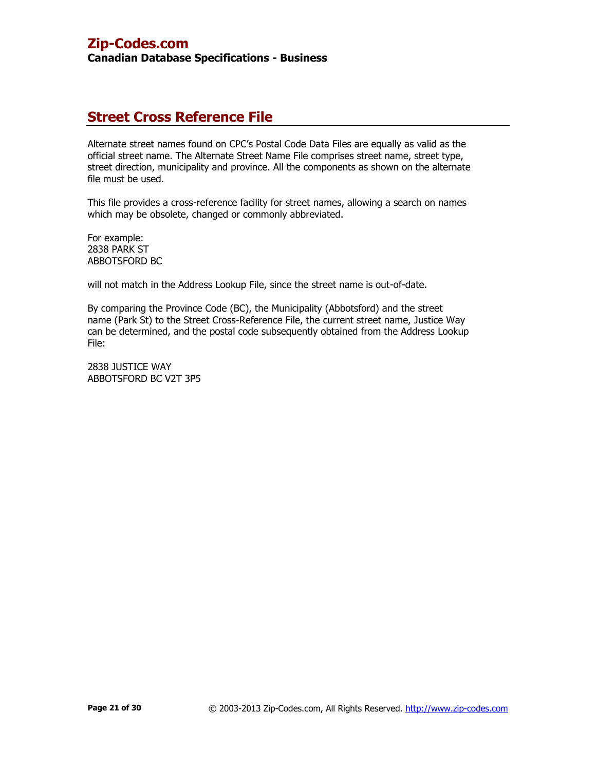## Street Cross Reference File

Alternate street names found on CPC's Postal Code Data Files are equally as valid as the official street name. The Alternate Street Name File comprises street name, street type, street direction, municipality and province. All the components as shown on the alternate file must be used.

This file provides a cross-reference facility for street names, allowing a search on names which may be obsolete, changed or commonly abbreviated.

For example:
2838 PARK ST
ABBOTSFORD BC

will not match in the Address Lookup File, since the street name is out-of-date.

By comparing the Province Code (BC), the Municipality (Abbotsford) and the street name (Park St) to the Street Cross-Reference File, the current street name, Justice Way can be determined, and the postal code subsequently obtained from the Address Lookup File:

2838 JUSTICE WAY
ABBOTSFORD BC V2T 3P5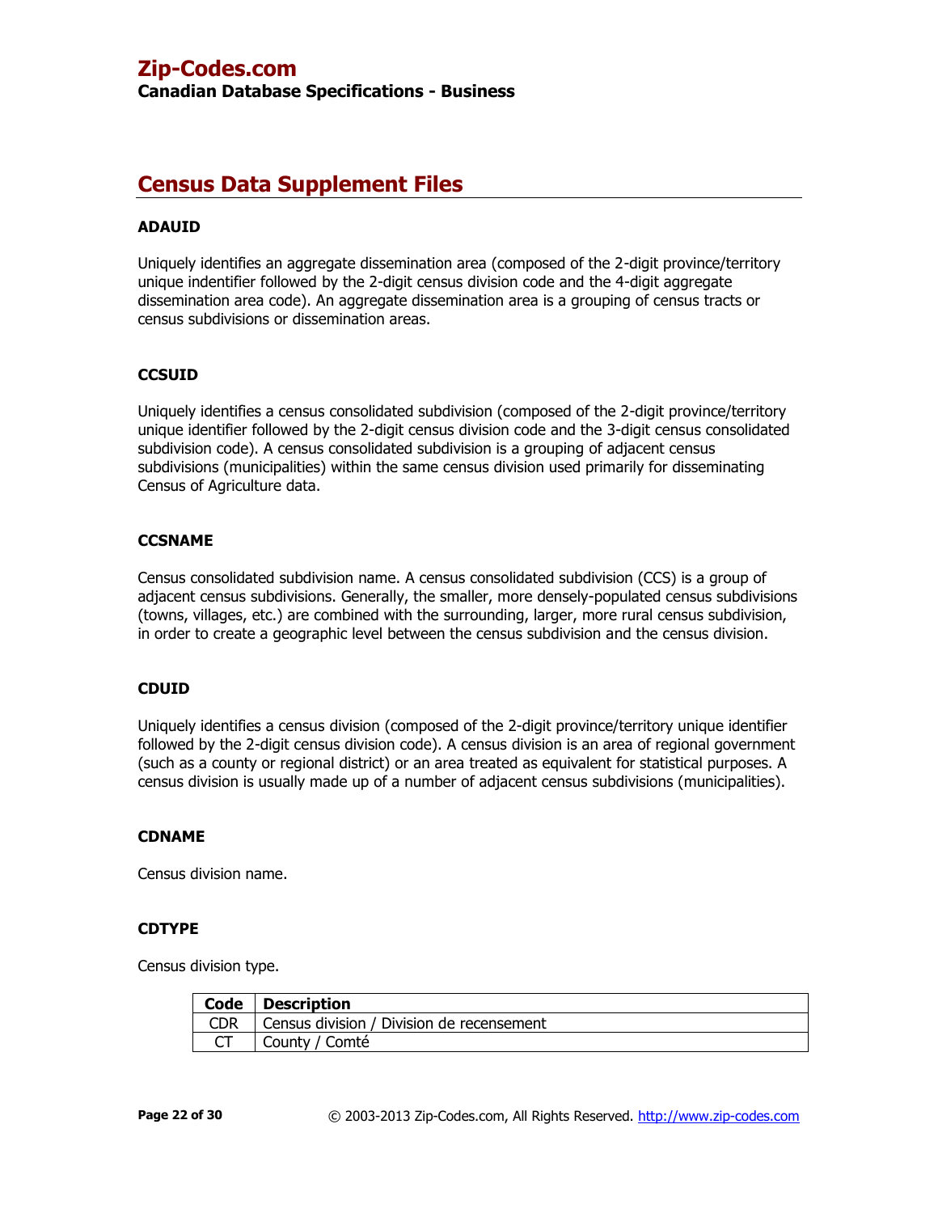# Census Data Supplement Files

### ADAUID

Uniquely identifies an aggregate dissemination area (composed of the 2-digit province/territory unique indentifier followed by the 2-digit census division code and the 4-digit aggregate dissemination area code). An aggregate dissemination area is a grouping of census tracts or census subdivisions or dissemination areas.

### CCSUID

Uniquely identifies a census consolidated subdivision (composed of the 2-digit province/territory unique identifier followed by the 2-digit census division code and the 3-digit census consolidated subdivision code). A census consolidated subdivision is a grouping of adjacent census subdivisions (municipalities) within the same census division used primarily for disseminating Census of Agriculture data.

### CCSNAME

Census consolidated subdivision name. A census consolidated subdivision (CCS) is a group of adjacent census subdivisions. Generally, the smaller, more densely-populated census subdivisions (towns, villages, etc.) are combined with the surrounding, larger, more rural census subdivision, in order to create a geographic level between the census subdivision and the census division.

### CDUID

Uniquely identifies a census division (composed of the 2-digit province/territory unique identifier followed by the 2-digit census division code). A census division is an area of regional government (such as a county or regional district) or an area treated as equivalent for statistical purposes. A census division is usually made up of a number of adjacent census subdivisions (municipalities).

### CDNAME

Census division name.

### CDTYPE

Census division type.

| Code | Description |
|---|---|
| CDR | Census division / Division de recensement |
| CT | County / Comté |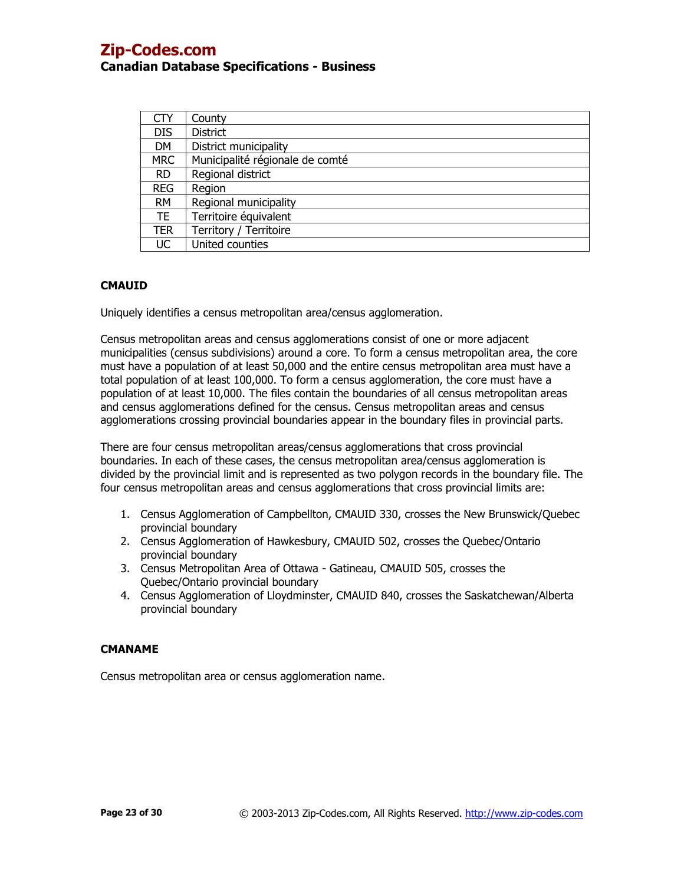| CTY | County |
|---|---|
| DIS | District |
| DM | District municipality |
| MRC | Municipalité régionale de comté |
| RD | Regional district |
| REG | Region |
| RM | Regional municipality |
| TE | Territoire équivalent |
| TER | Territory / Territoire |
| UC | United counties |

**CMAUID**

Uniquely identifies a census metropolitan area/census agglomeration.

Census metropolitan areas and census agglomerations consist of one or more adjacent municipalities (census subdivisions) around a core. To form a census metropolitan area, the core must have a population of at least 50,000 and the entire census metropolitan area must have a total population of at least 100,000. To form a census agglomeration, the core must have a population of at least 10,000. The files contain the boundaries of all census metropolitan areas and census agglomerations defined for the census. Census metropolitan areas and census agglomerations crossing provincial boundaries appear in the boundary files in provincial parts.

There are four census metropolitan areas/census agglomerations that cross provincial boundaries. In each of these cases, the census metropolitan area/census agglomeration is divided by the provincial limit and is represented as two polygon records in the boundary file. The four census metropolitan areas and census agglomerations that cross provincial limits are:

1. Census Agglomeration of Campbellton, CMAUID 330, crosses the New Brunswick/Quebec provincial boundary
2. Census Agglomeration of Hawkesbury, CMAUID 502, crosses the Quebec/Ontario provincial boundary
3. Census Metropolitan Area of Ottawa - Gatineau, CMAUID 505, crosses the Quebec/Ontario provincial boundary
4. Census Agglomeration of Lloydminster, CMAUID 840, crosses the Saskatchewan/Alberta provincial boundary

**CMANAME**

Census metropolitan area or census agglomeration name.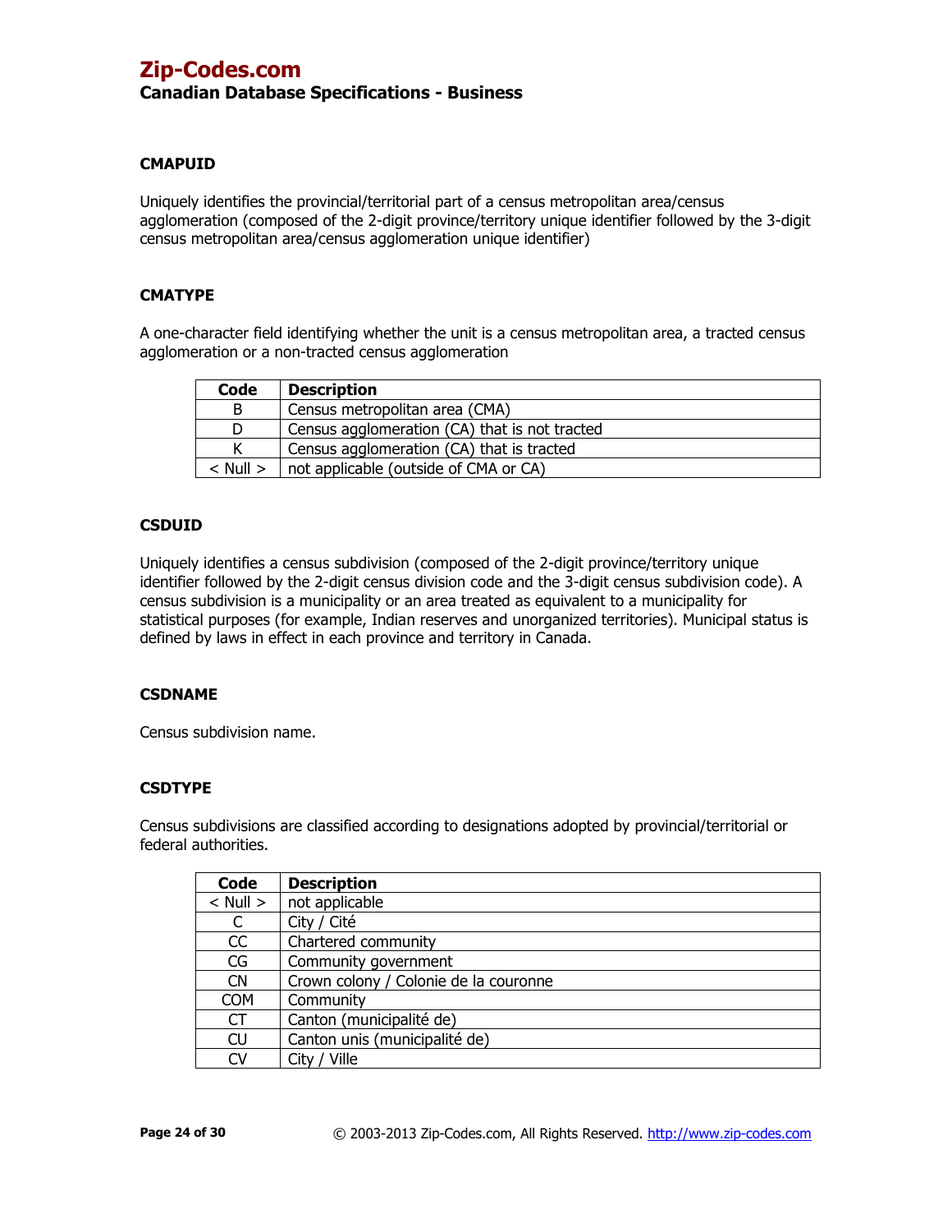### CMAPUID

Uniquely identifies the provincial/territorial part of a census metropolitan area/census agglomeration (composed of the 2-digit province/territory unique identifier followed by the 3-digit census metropolitan area/census agglomeration unique identifier)

### CMATYPE

A one-character field identifying whether the unit is a census metropolitan area, a tracted census agglomeration or a non-tracted census agglomeration

| Code | Description |
|---|---|
| B | Census metropolitan area (CMA) |
| D | Census agglomeration (CA) that is not tracted |
| K | Census agglomeration (CA) that is tracted |
| < Null > | not applicable (outside of CMA or CA) |

### CSDUID

Uniquely identifies a census subdivision (composed of the 2-digit province/territory unique identifier followed by the 2-digit census division code and the 3-digit census subdivision code). A census subdivision is a municipality or an area treated as equivalent to a municipality for statistical purposes (for example, Indian reserves and unorganized territories). Municipal status is defined by laws in effect in each province and territory in Canada.

### CSDNAME

Census subdivision name.

### CSDTYPE

Census subdivisions are classified according to designations adopted by provincial/territorial or federal authorities.

| Code | Description |
|---|---|
| < Null > | not applicable |
| C | City / Cité |
| CC | Chartered community |
| CG | Community government |
| CN | Crown colony / Colonie de la couronne |
| COM | Community |
| CT | Canton (municipalité de) |
| CU | Canton unis (municipalité de) |
| CV | City / Ville |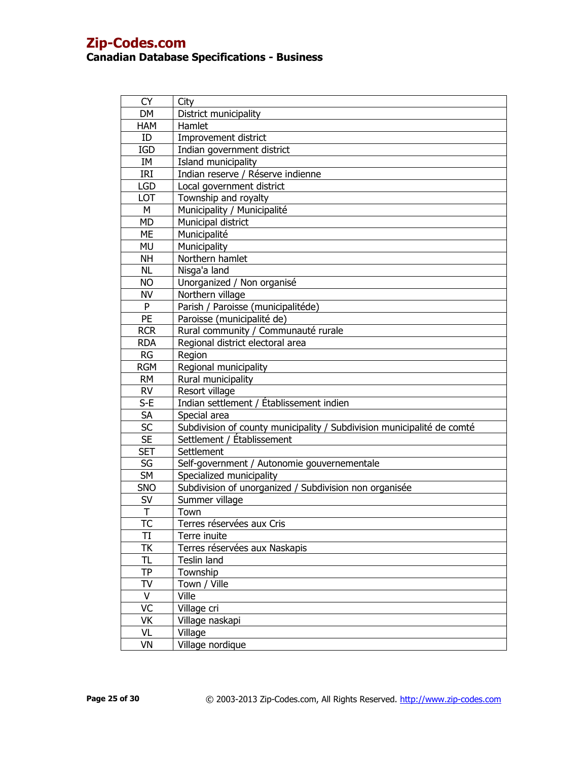| CY | City |
| --- | --- |
| DM | District municipality |
| HAM | Hamlet |
| ID | Improvement district |
| IGD | Indian government district |
| IM | Island municipality |
| IRI | Indian reserve / Réserve indienne |
| LGD | Local government district |
| LOT | Township and royalty |
| M | Municipality / Municipalité |
| MD | Municipal district |
| ME | Municipalité |
| MU | Municipality |
| NH | Northern hamlet |
| NL | Nisga'a land |
| NO | Unorganized / Non organisé |
| NV | Northern village |
| P | Parish / Paroisse (municipalitéde) |
| PE | Paroisse (municipalité de) |
| RCR | Rural community / Communauté rurale |
| RDA | Regional district electoral area |
| RG | Region |
| RGM | Regional municipality |
| RM | Rural municipality |
| RV | Resort village |
| S-E | Indian settlement / Établissement indien |
| SA | Special area |
| SC | Subdivision of county municipality / Subdivision municipalité de comté |
| SE | Settlement / Établissement |
| SET | Settlement |
| SG | Self-government / Autonomie gouvernementale |
| SM | Specialized municipality |
| SNO | Subdivision of unorganized / Subdivision non organisée |
| SV | Summer village |
| T | Town |
| TC | Terres réservées aux Cris |
| TI | Terre inuite |
| TK | Terres réservées aux Naskapis |
| TL | Teslin land |
| TP | Township |
| TV | Town / Ville |
| V | Ville |
| VC | Village cri |
| VK | Village naskapi |
| VL | Village |
| VN | Village nordique |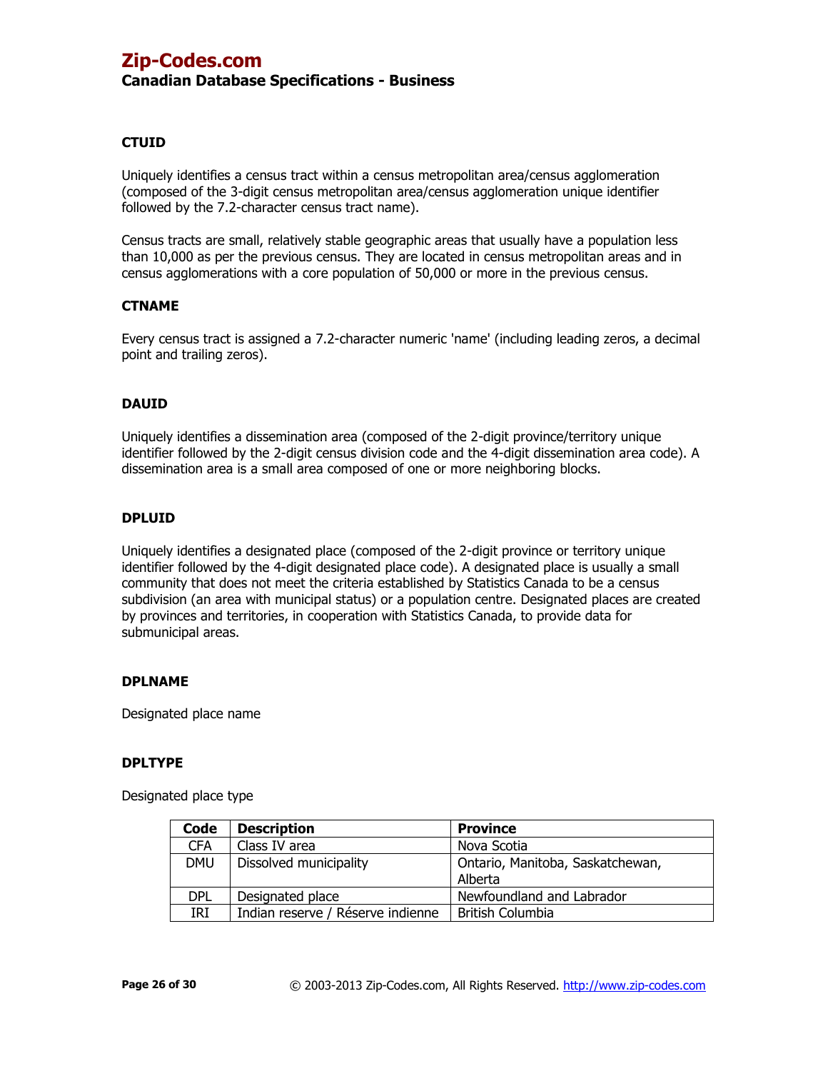### CTUID

Uniquely identifies a census tract within a census metropolitan area/census agglomeration (composed of the 3-digit census metropolitan area/census agglomeration unique identifier followed by the 7.2-character census tract name).

Census tracts are small, relatively stable geographic areas that usually have a population less than 10,000 as per the previous census. They are located in census metropolitan areas and in census agglomerations with a core population of 50,000 or more in the previous census.

### CTNAME

Every census tract is assigned a 7.2-character numeric 'name' (including leading zeros, a decimal point and trailing zeros).

### DAUID

Uniquely identifies a dissemination area (composed of the 2-digit province/territory unique identifier followed by the 2-digit census division code and the 4-digit dissemination area code). A dissemination area is a small area composed of one or more neighboring blocks.

### DPLUID

Uniquely identifies a designated place (composed of the 2-digit province or territory unique identifier followed by the 4-digit designated place code). A designated place is usually a small community that does not meet the criteria established by Statistics Canada to be a census subdivision (an area with municipal status) or a population centre. Designated places are created by provinces and territories, in cooperation with Statistics Canada, to provide data for submunicipal areas.

### DPLNAME

Designated place name

### DPLTYPE

Designated place type

| Code | Description | Province |
|---|---|---|
| CFA | Class IV area | Nova Scotia |
| DMU | Dissolved municipality | Ontario, Manitoba, Saskatchewan, Alberta |
| DPL | Designated place | Newfoundland and Labrador |
| IRI | Indian reserve / Réserve indienne | British Columbia |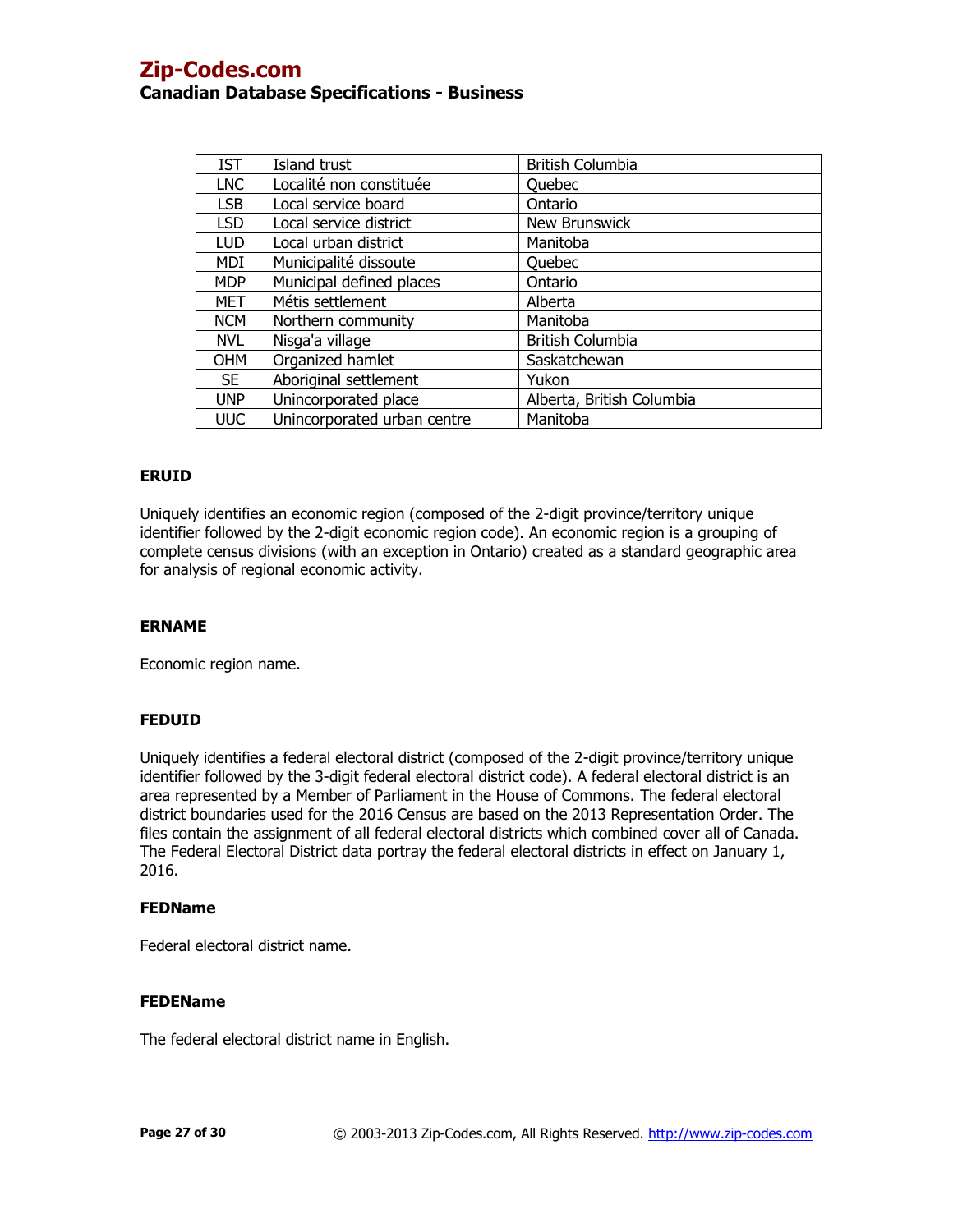| IST | Island trust | British Columbia |
|---|---|---|
| LNC | Localité non constituée | Quebec |
| LSB | Local service board | Ontario |
| LSD | Local service district | New Brunswick |
| LUD | Local urban district | Manitoba |
| MDI | Municipalité dissoute | Quebec |
| MDP | Municipal defined places | Ontario |
| MET | Métis settlement | Alberta |
| NCM | Northern community | Manitoba |
| NVL | Nisga'a village | British Columbia |
| OHM | Organized hamlet | Saskatchewan |
| SE | Aboriginal settlement | Yukon |
| UNP | Unincorporated place | Alberta, British Columbia |
| UUC | Unincorporated urban centre | Manitoba |

**ERUID**

Uniquely identifies an economic region (composed of the 2-digit province/territory unique identifier followed by the 2-digit economic region code). An economic region is a grouping of complete census divisions (with an exception in Ontario) created as a standard geographic area for analysis of regional economic activity.

**ERNAME**

Economic region name.

**FEDUID**

Uniquely identifies a federal electoral district (composed of the 2-digit province/territory unique identifier followed by the 3-digit federal electoral district code). A federal electoral district is an area represented by a Member of Parliament in the House of Commons. The federal electoral district boundaries used for the 2016 Census are based on the 2013 Representation Order. The files contain the assignment of all federal electoral districts which combined cover all of Canada. The Federal Electoral District data portray the federal electoral districts in effect on January 1, 2016.

**FEDName**

Federal electoral district name.

**FEDEName**

The federal electoral district name in English.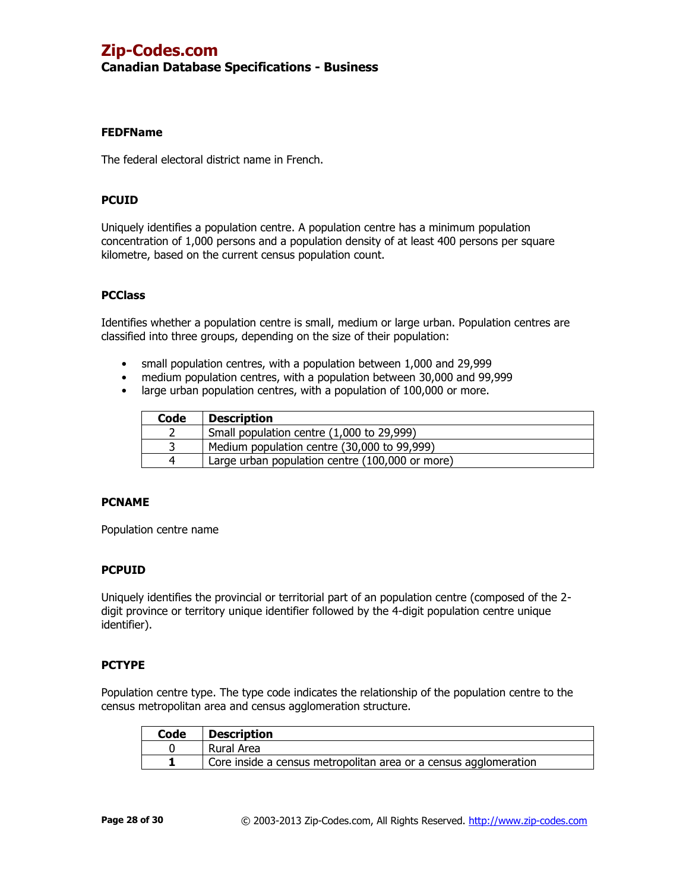### FEDFName

The federal electoral district name in French.

### PCUID

Uniquely identifies a population centre. A population centre has a minimum population concentration of 1,000 persons and a population density of at least 400 persons per square kilometre, based on the current census population count.

### PCClass

Identifies whether a population centre is small, medium or large urban. Population centres are classified into three groups, depending on the size of their population:

- small population centres, with a population between 1,000 and 29,999
- medium population centres, with a population between 30,000 and 99,999
- large urban population centres, with a population of 100,000 or more.

| Code | Description |
|---|---|
| 2 | Small population centre (1,000 to 29,999) |
| 3 | Medium population centre (30,000 to 99,999) |
| 4 | Large urban population centre (100,000 or more) |

### PCNAME

Population centre name

### PCPUID

Uniquely identifies the provincial or territorial part of an population centre (composed of the 2-digit province or territory unique identifier followed by the 4-digit population centre unique identifier).

### PCTYPE

Population centre type. The type code indicates the relationship of the population centre to the census metropolitan area and census agglomeration structure.

| Code | Description |
|---|---|
| 0 | Rural Area |
| **1** | Core inside a census metropolitan area or a census agglomeration |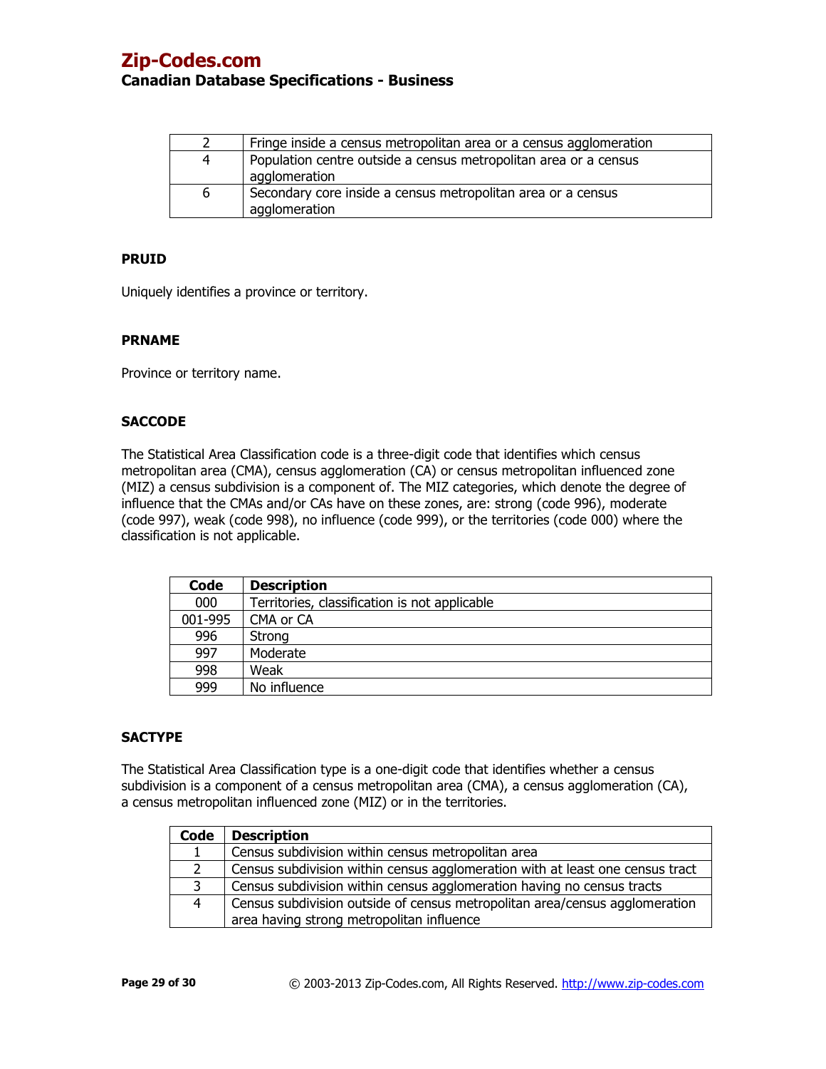| 2 | Fringe inside a census metropolitan area or a census agglomeration |
|---|---|
| 4 | Population centre outside a census metropolitan area or a census agglomeration |
| 6 | Secondary core inside a census metropolitan area or a census agglomeration |

### PRUID

Uniquely identifies a province or territory.

### PRNAME

Province or territory name.

### SACCODE

The Statistical Area Classification code is a three-digit code that identifies which census metropolitan area (CMA), census agglomeration (CA) or census metropolitan influenced zone (MIZ) a census subdivision is a component of. The MIZ categories, which denote the degree of influence that the CMAs and/or CAs have on these zones, are: strong (code 996), moderate (code 997), weak (code 998), no influence (code 999), or the territories (code 000) where the classification is not applicable.

| Code | Description |
|---|---|
| 000 | Territories, classification is not applicable |
| 001-995 | CMA or CA |
| 996 | Strong |
| 997 | Moderate |
| 998 | Weak |
| 999 | No influence |

### SACTYPE

The Statistical Area Classification type is a one-digit code that identifies whether a census subdivision is a component of a census metropolitan area (CMA), a census agglomeration (CA), a census metropolitan influenced zone (MIZ) or in the territories.

| Code | Description |
|---|---|
| 1 | Census subdivision within census metropolitan area |
| 2 | Census subdivision within census agglomeration with at least one census tract |
| 3 | Census subdivision within census agglomeration having no census tracts |
| 4 | Census subdivision outside of census metropolitan area/census agglomeration area having strong metropolitan influence |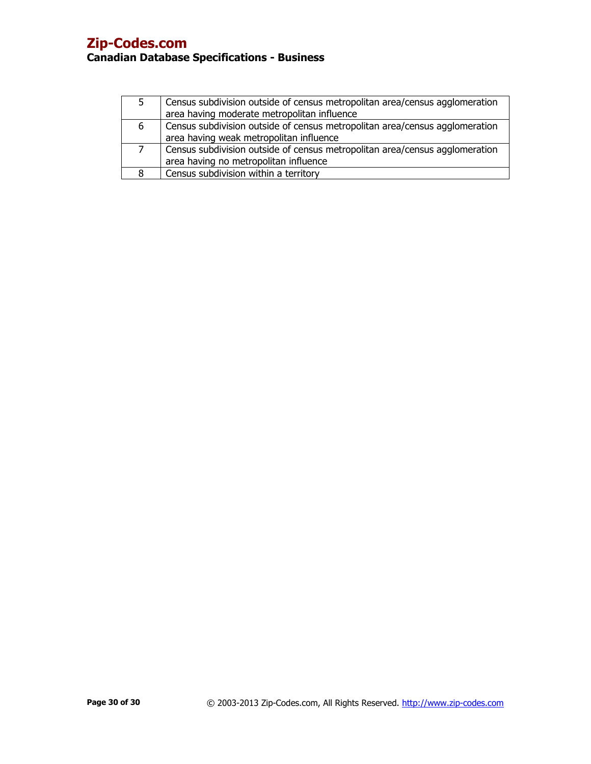| | |
|---|---|
| 5 | Census subdivision outside of census metropolitan area/census agglomeration area having moderate metropolitan influence |
| 6 | Census subdivision outside of census metropolitan area/census agglomeration area having weak metropolitan influence |
| 7 | Census subdivision outside of census metropolitan area/census agglomeration area having no metropolitan influence |
| 8 | Census subdivision within a territory |